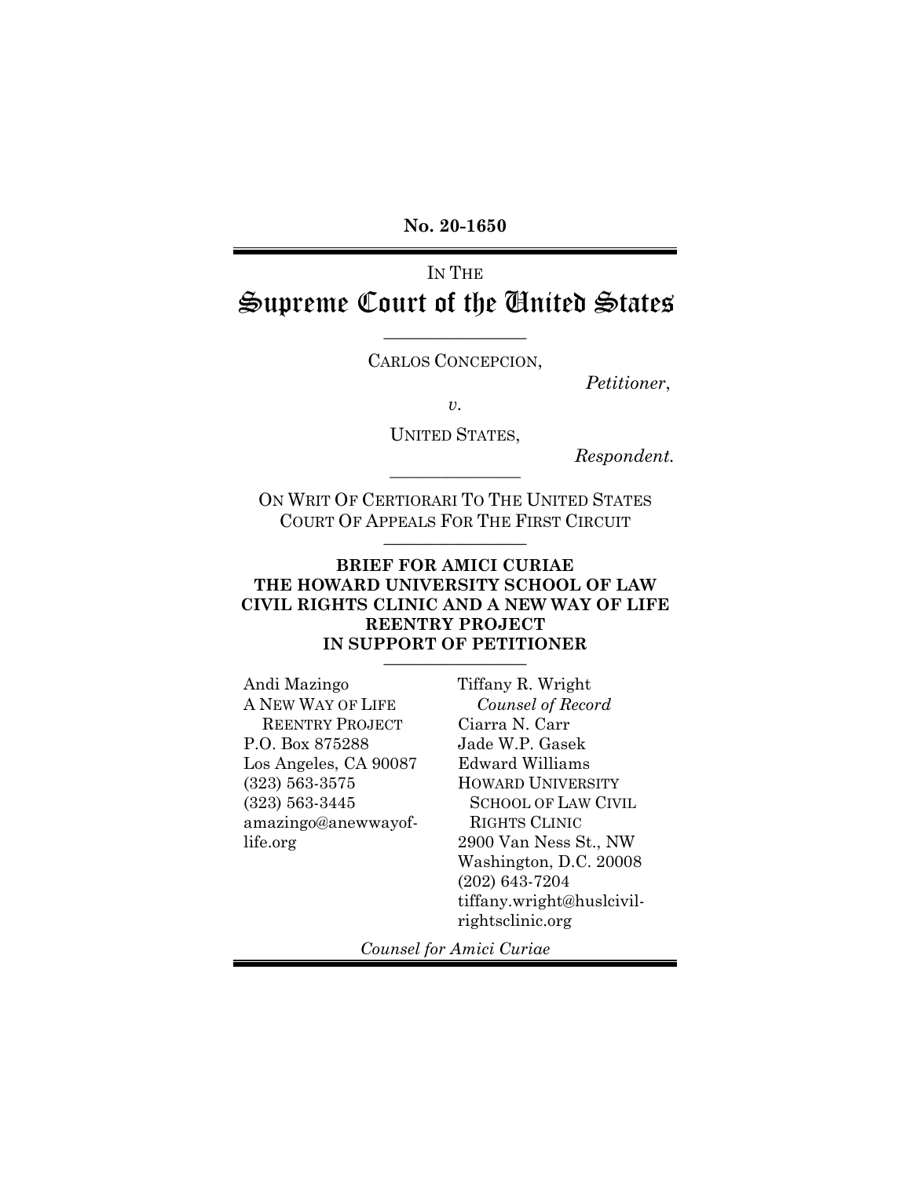**No. 20-1650**

IN THE

# Supreme Court of the United States

---

CARLOS CONCEPCION,

*Petitioner*,

*v.*

UNITED STATES,

*Respondent.*

---

ON WRIT OF CERTIORARI TO THE UNITED STATES COURT OF APPEALS FOR THE FIRST CIRCUIT

---

**BRIEF FOR AMICI CURIAE THE HOWARD UNIVERSITY SCHOOL OF LAW CIVIL RIGHTS CLINIC AND A NEW WAY OF LIFE REENTRY PROJECT IN SUPPORT OF PETITIONER**

---

Andi Mazingo
A NEW WAY OF LIFE REENTRY PROJECT
P.O. Box 875288
Los Angeles, CA 90087
(323) 563-3575
(323) 563-3445
amazingo@anewwayoflife.org

Tiffany R. Wright
*Counsel of Record*
Ciarra N. Carr
Jade W.P. Gasek
Edward Williams
HOWARD UNIVERSITY SCHOOL OF LAW CIVIL RIGHTS CLINIC
2900 Van Ness St., NW
Washington, D.C. 20008
(202) 643-7204
tiffany.wright@huslcivilrightsclinic.org

*Counsel for Amici Curiae*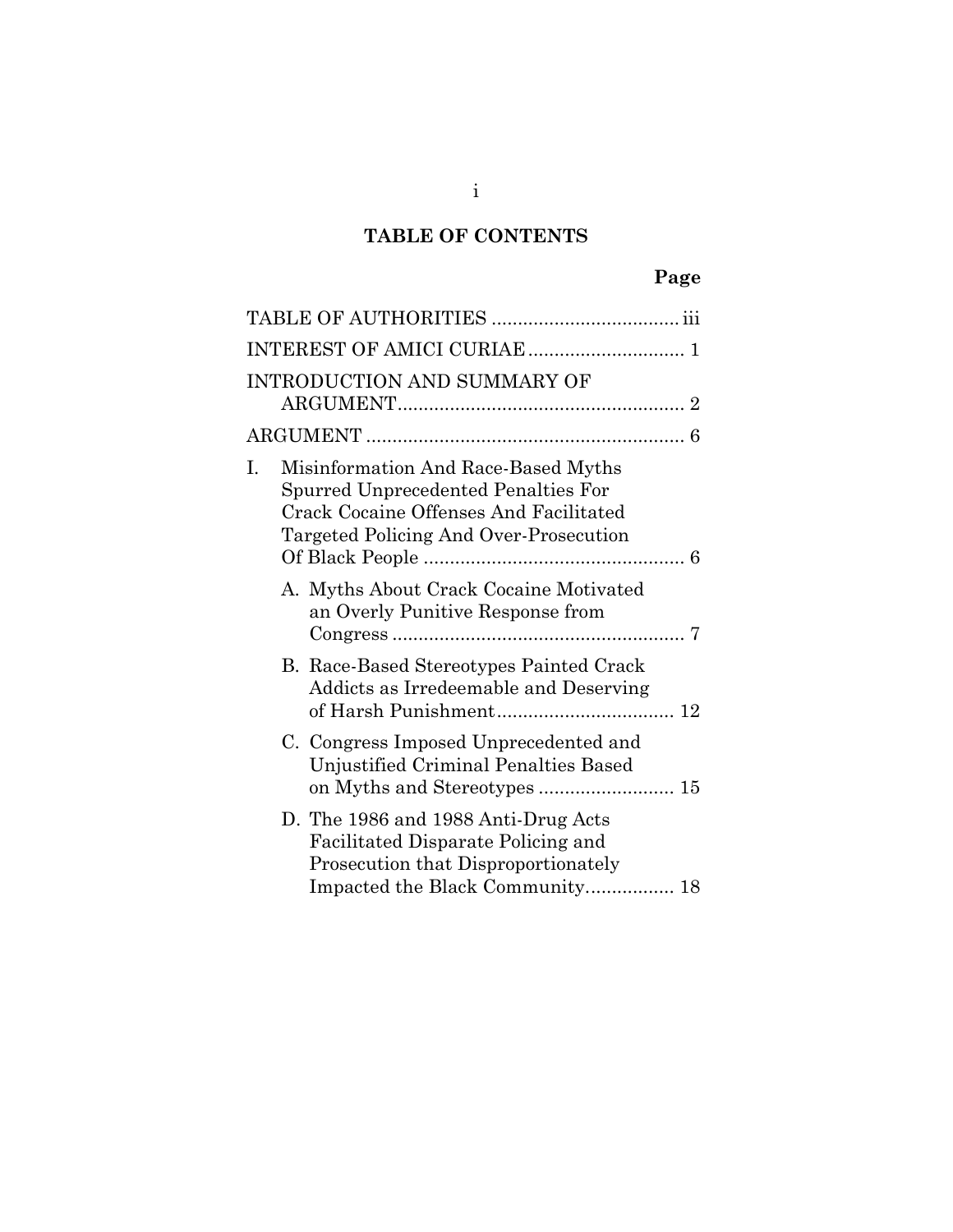# TABLE OF CONTENTS

| | Page |
|---|---|
| TABLE OF AUTHORITIES | iii |
| INTEREST OF AMICI CURIAE | 1 |
| INTRODUCTION AND SUMMARY OF ARGUMENT | 2 |
| ARGUMENT | 6 |
| I. Misinformation And Race-Based Myths Spurred Unprecedented Penalties For Crack Cocaine Offenses And Facilitated Targeted Policing And Over-Prosecution Of Black People | 6 |
| A. Myths About Crack Cocaine Motivated an Overly Punitive Response from Congress | 7 |
| B. Race-Based Stereotypes Painted Crack Addicts as Irredeemable and Deserving of Harsh Punishment | 12 |
| C. Congress Imposed Unprecedented and Unjustified Criminal Penalties Based on Myths and Stereotypes | 15 |
| D. The 1986 and 1988 Anti-Drug Acts Facilitated Disparate Policing and Prosecution that Disproportionately Impacted the Black Community | 18 |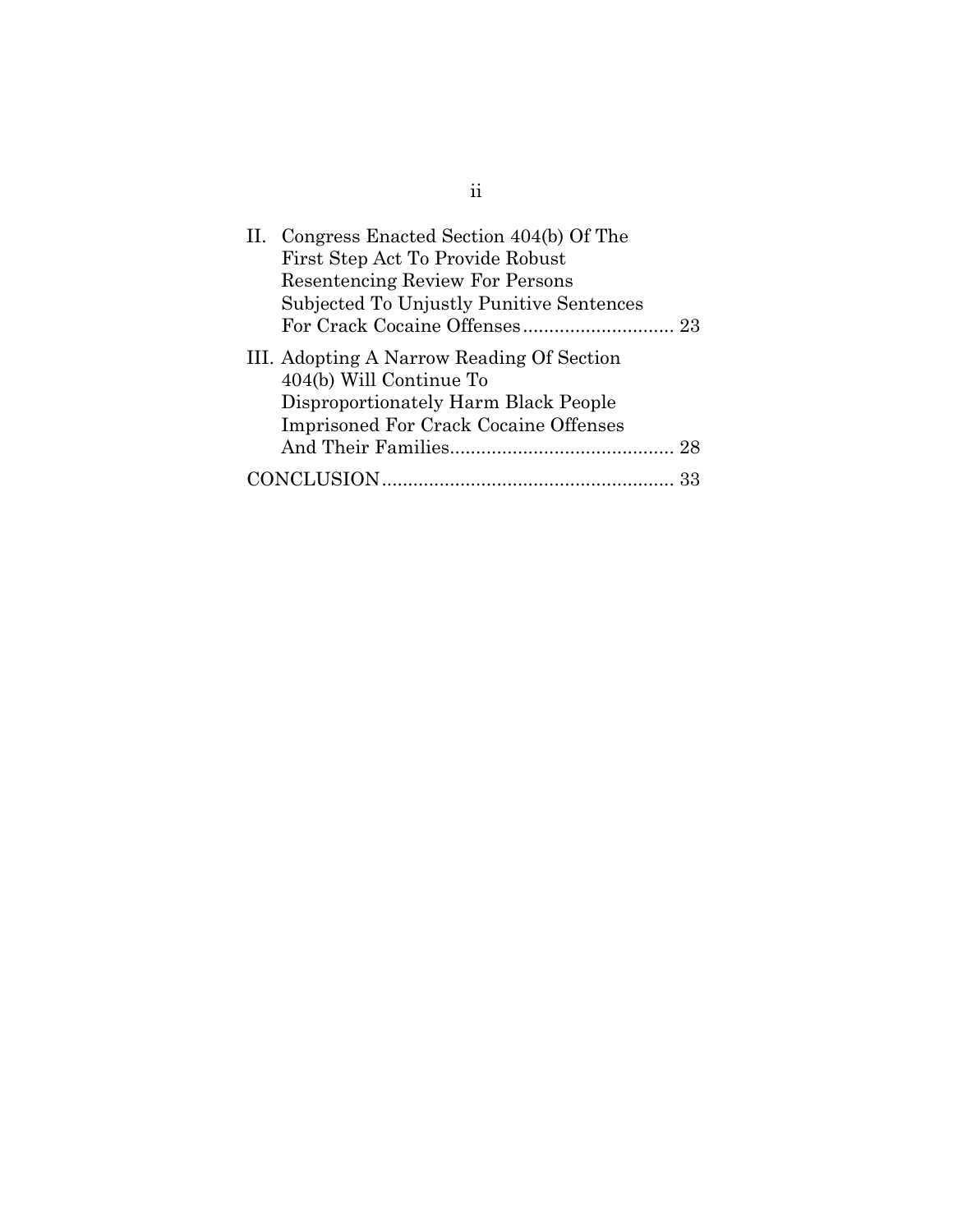II. Congress Enacted Section 404(b) Of The First Step Act To Provide Robust Resentencing Review For Persons Subjected To Unjustly Punitive Sentences For Crack Cocaine Offenses ............................ 23

III. Adopting A Narrow Reading Of Section 404(b) Will Continue To Disproportionately Harm Black People Imprisoned For Crack Cocaine Offenses And Their Families........................................... 28

CONCLUSION........................................................ 33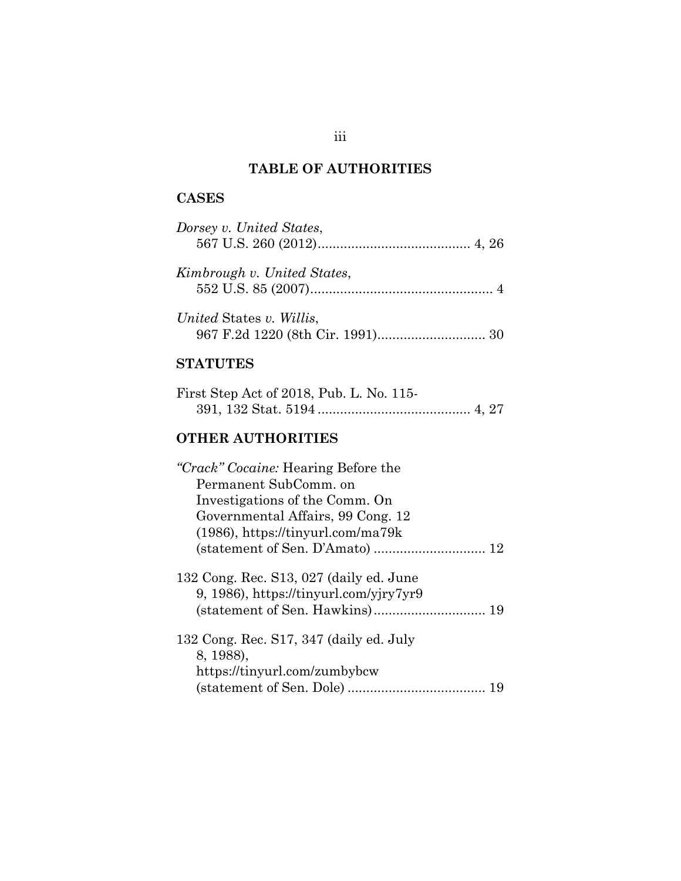# TABLE OF AUTHORITIES

## CASES

*Dorsey v. United States*,
567 U.S. 260 (2012)......................................... 4, 26

*Kimbrough v. United States*,
552 U.S. 85 (2007)................................................. 4

*United* States *v. Willis*,
967 F.2d 1220 (8th Cir. 1991)............................. 30

## STATUTES

First Step Act of 2018, Pub. L. No. 115-
391, 132 Stat. 5194 ......................................... 4, 27

## OTHER AUTHORITIES

*"Crack" Cocaine:* Hearing Before the
Permanent SubComm. on
Investigations of the Comm. On
Governmental Affairs, 99 Cong. 12
(1986), https://tinyurl.com/ma79k
(statement of Sen. D'Amato) .............................. 12

132 Cong. Rec. S13, 027 (daily ed. June
9, 1986), https://tinyurl.com/yjry7yr9
(statement of Sen. Hawkins).............................. 19

132 Cong. Rec. S17, 347 (daily ed. July
8, 1988),
https://tinyurl.com/zumbybcw
(statement of Sen. Dole) ..................................... 19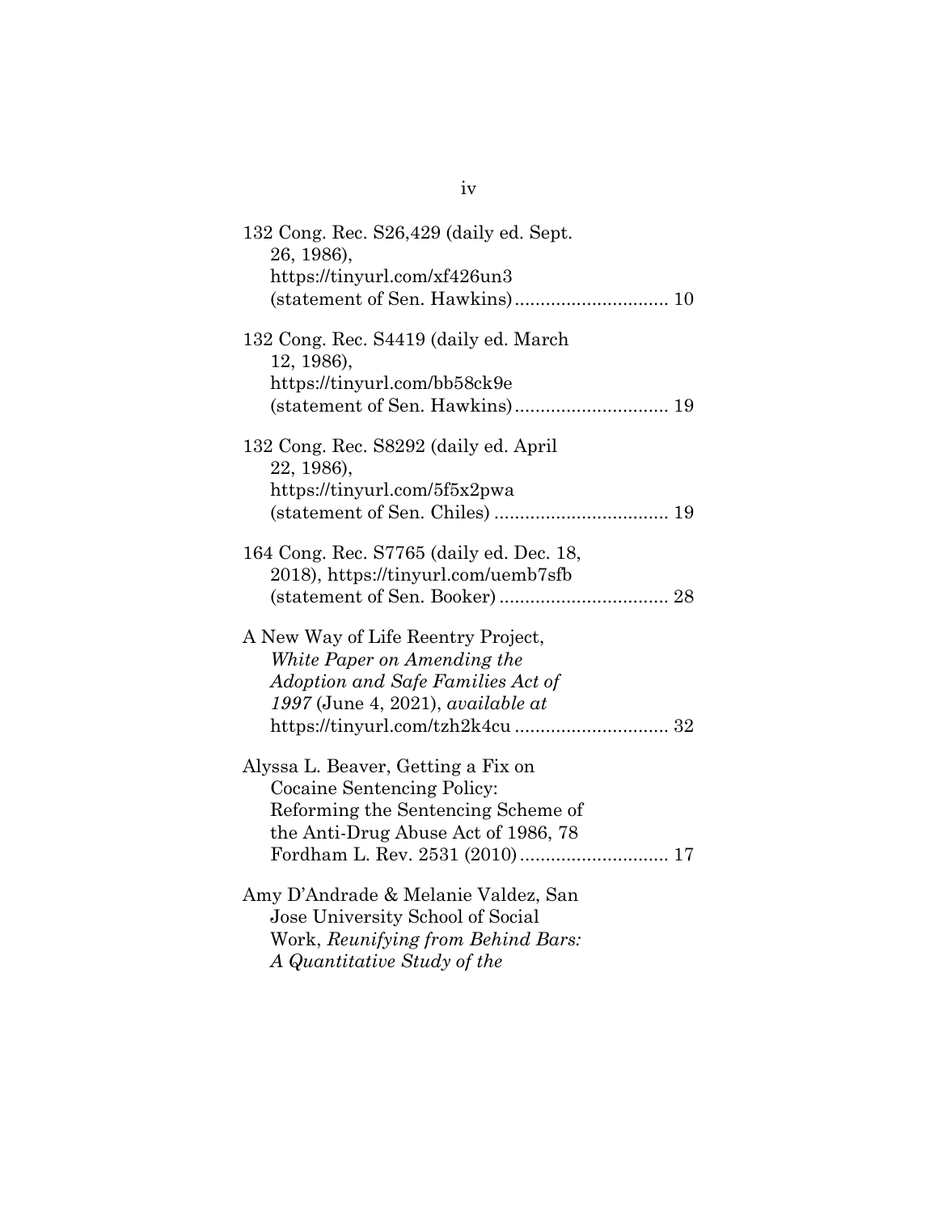132 Cong. Rec. S26,429 (daily ed. Sept. 26, 1986), https://tinyurl.com/xf426un3 (statement of Sen. Hawkins) .............................. 10

132 Cong. Rec. S4419 (daily ed. March 12, 1986), https://tinyurl.com/bb58ck9e (statement of Sen. Hawkins) .............................. 19

132 Cong. Rec. S8292 (daily ed. April 22, 1986), https://tinyurl.com/5f5x2pwa (statement of Sen. Chiles) .................................. 19

164 Cong. Rec. S7765 (daily ed. Dec. 18, 2018), https://tinyurl.com/uemb7sfb (statement of Sen. Booker) ................................. 28

A New Way of Life Reentry Project, *White Paper on Amending the Adoption and Safe Families Act of 1997* (June 4, 2021), *available at* https://tinyurl.com/tzh2k4cu .............................. 32

Alyssa L. Beaver, Getting a Fix on Cocaine Sentencing Policy: Reforming the Sentencing Scheme of the Anti-Drug Abuse Act of 1986, 78 Fordham L. Rev. 2531 (2010) ............................ 17

Amy D'Andrade & Melanie Valdez, San Jose University School of Social Work, *Reunifying from Behind Bars: A Quantitative Study of the*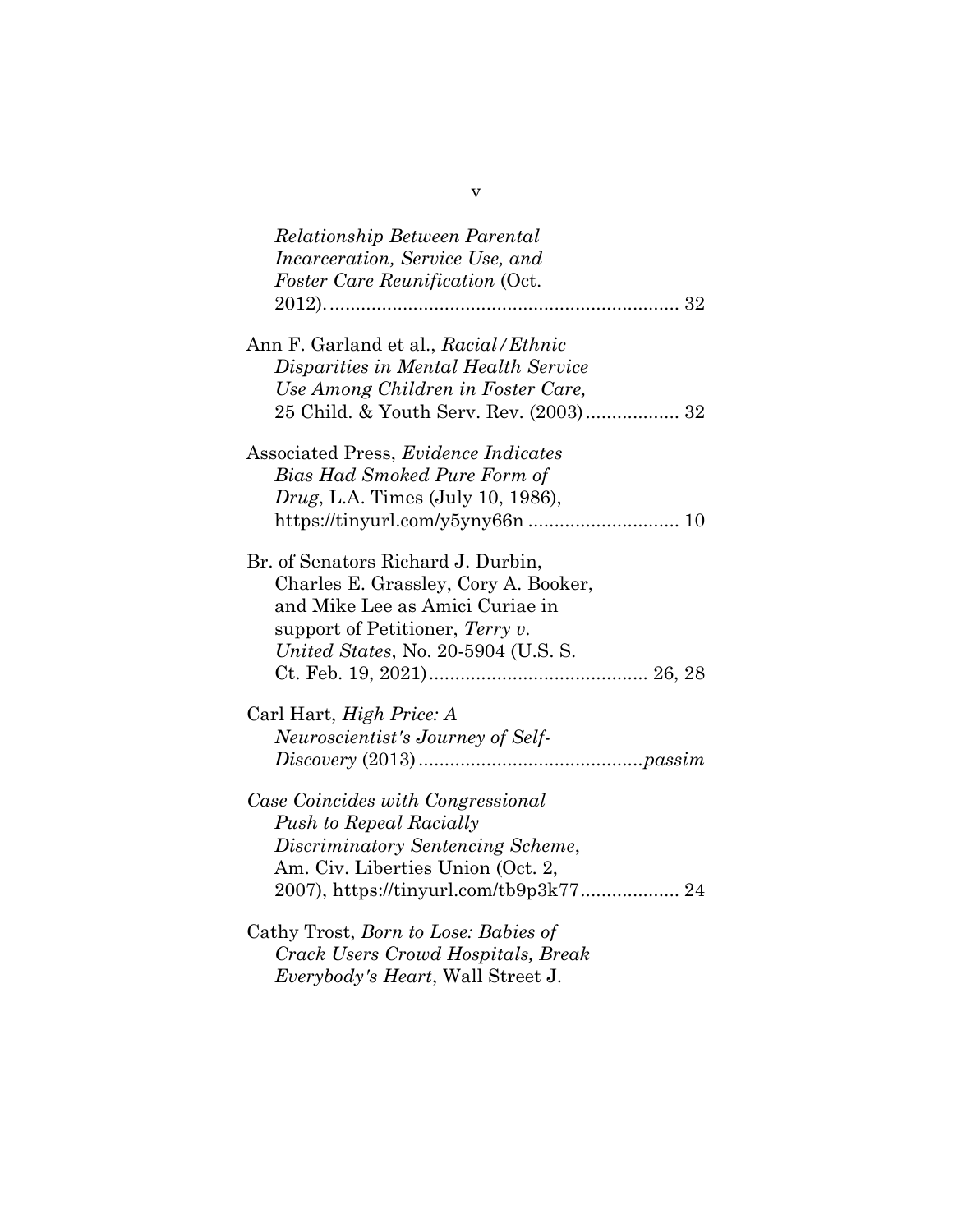*Relationship Between Parental Incarceration, Service Use, and Foster Care Reunification* (Oct. 2012)................................................................ 32

Ann F. Garland et al., *Racial/Ethnic Disparities in Mental Health Service Use Among Children in Foster Care,* 25 Child. & Youth Serv. Rev. (2003).................. 32

Associated Press, *Evidence Indicates Bias Had Smoked Pure Form of Drug*, L.A. Times (July 10, 1986), https://tinyurl.com/y5yny66n ............................. 10

Br. of Senators Richard J. Durbin, Charles E. Grassley, Cory A. Booker, and Mike Lee as Amici Curiae in support of Petitioner, *Terry v. United States*, No. 20-5904 (U.S. S. Ct. Feb. 19, 2021)........................................... 26, 28

Carl Hart, *High Price: A Neuroscientist's Journey of Self-Discovery* (2013)...........................................*passim*

*Case Coincides with Congressional Push to Repeal Racially Discriminatory Sentencing Scheme*, Am. Civ. Liberties Union (Oct. 2, 2007), https://tinyurl.com/tb9p3k77................... 24

Cathy Trost, *Born to Lose: Babies of Crack Users Crowd Hospitals, Break Everybody's Heart*, Wall Street J.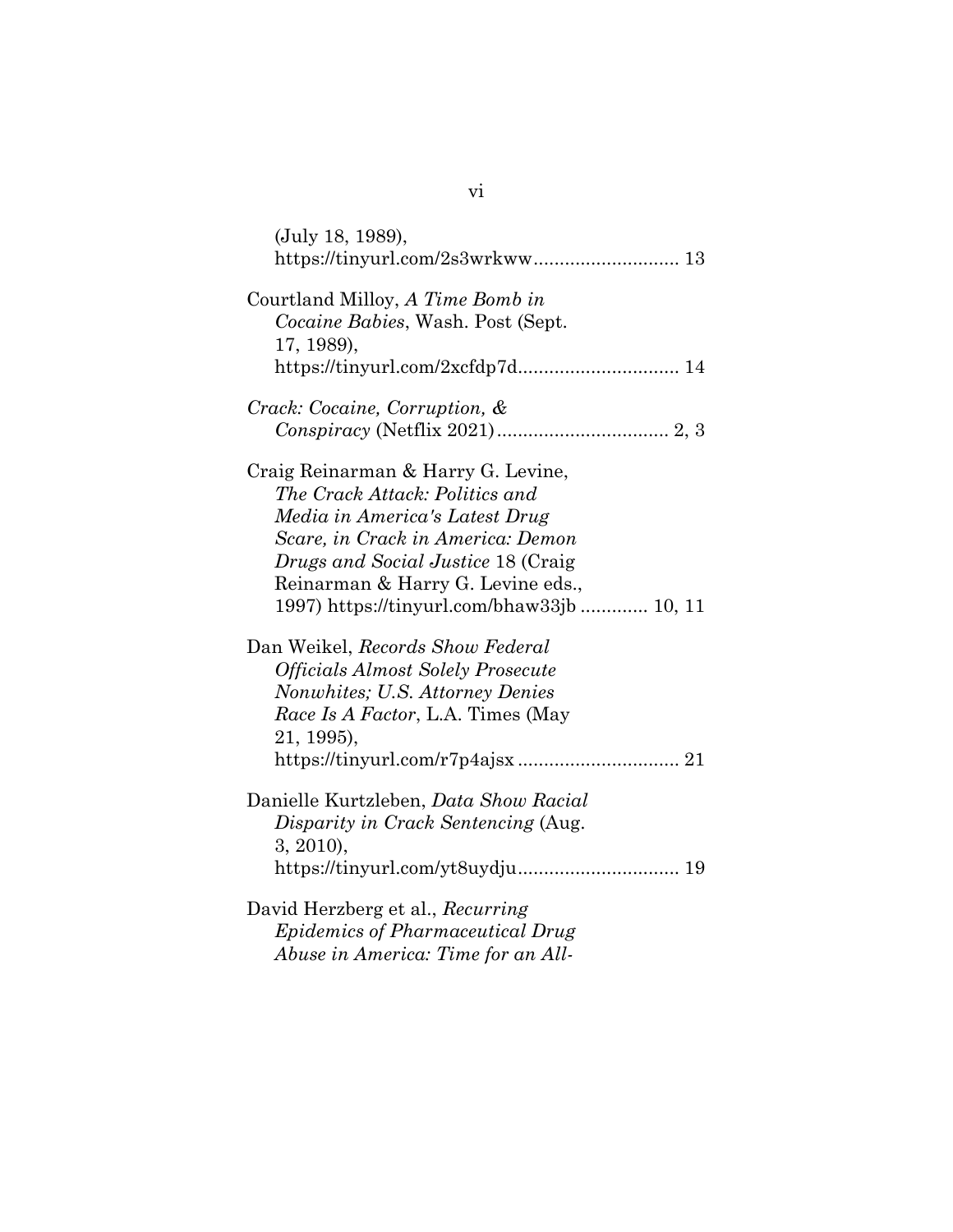(July 18, 1989), https://tinyurl.com/2s3wrkww............................ 13

Courtland Milloy, *A Time Bomb in Cocaine Babies*, Wash. Post (Sept. 17, 1989), https://tinyurl.com/2xcfdp7d............................... 14

*Crack: Cocaine, Corruption, & Conspiracy* (Netflix 2021)................................. 2, 3

Craig Reinarman & Harry G. Levine, *The Crack Attack: Politics and Media in America's Latest Drug Scare, in Crack in America: Demon Drugs and Social Justice* 18 (Craig Reinarman & Harry G. Levine eds., 1997) https://tinyurl.com/bhaw33jb ............. 10, 11

Dan Weikel, *Records Show Federal Officials Almost Solely Prosecute Nonwhites; U.S. Attorney Denies Race Is A Factor*, L.A. Times (May 21, 1995), https://tinyurl.com/r7p4ajsx ............................... 21

Danielle Kurtzleben, *Data Show Racial Disparity in Crack Sentencing* (Aug. 3, 2010), https://tinyurl.com/yt8uydju............................... 19

David Herzberg et al., *Recurring Epidemics of Pharmaceutical Drug Abuse in America: Time for an All-*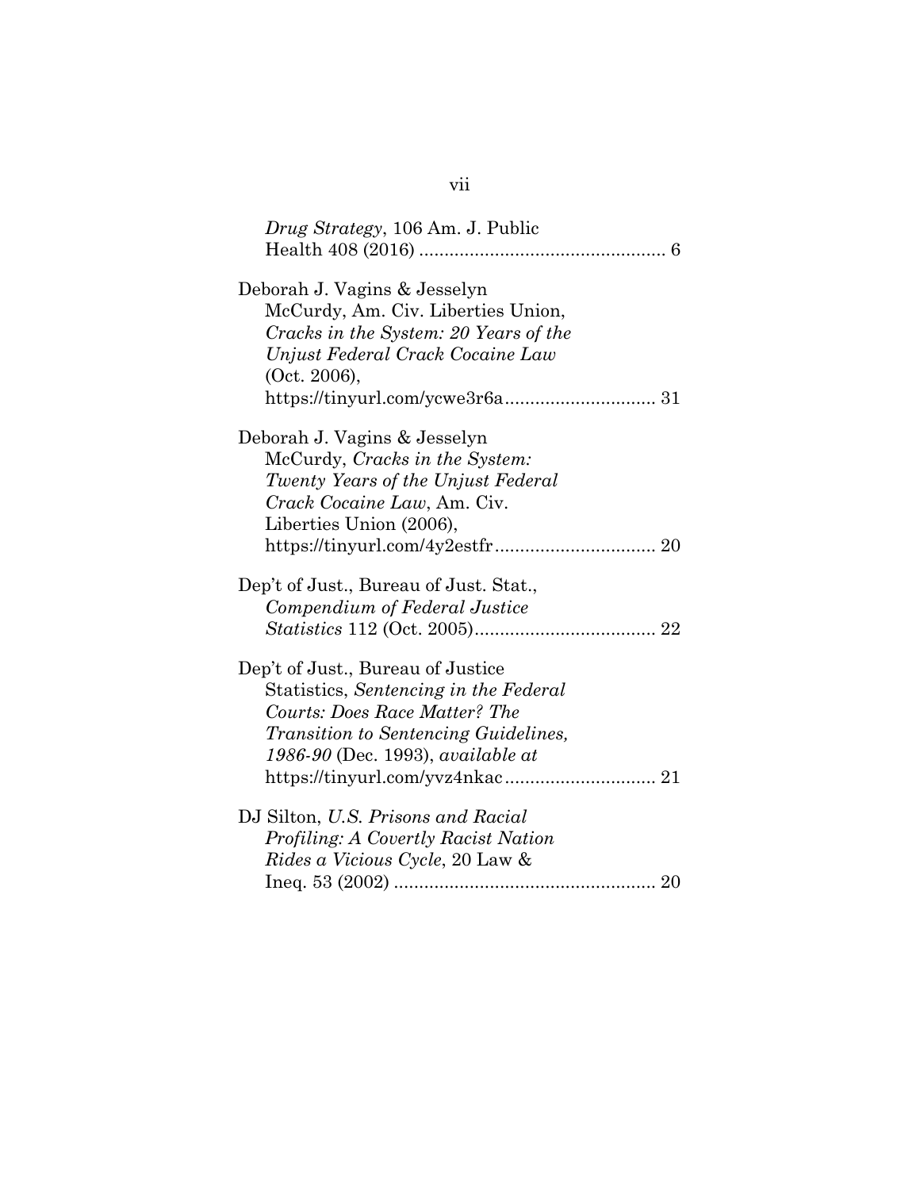*Drug Strategy*, 106 Am. J. Public Health 408 (2016) ................................................ 6

Deborah J. Vagins & Jesselyn McCurdy, Am. Civ. Liberties Union, *Cracks in the System: 20 Years of the Unjust Federal Crack Cocaine Law* (Oct. 2006), https://tinyurl.com/ycwe3r6a.............................. 31

Deborah J. Vagins & Jesselyn McCurdy, *Cracks in the System: Twenty Years of the Unjust Federal Crack Cocaine Law*, Am. Civ. Liberties Union (2006), https://tinyurl.com/4y2estfr................................ 20

Dep't of Just., Bureau of Just. Stat., *Compendium of Federal Justice Statistics* 112 (Oct. 2005).................................... 22

Dep't of Just., Bureau of Justice Statistics, *Sentencing in the Federal Courts: Does Race Matter? The Transition to Sentencing Guidelines, 1986-90* (Dec. 1993), *available at* https://tinyurl.com/yvz4nkac.............................. 21

DJ Silton, *U.S. Prisons and Racial Profiling: A Covertly Racist Nation Rides a Vicious Cycle*, 20 Law & Ineq. 53 (2002) .................................................... 20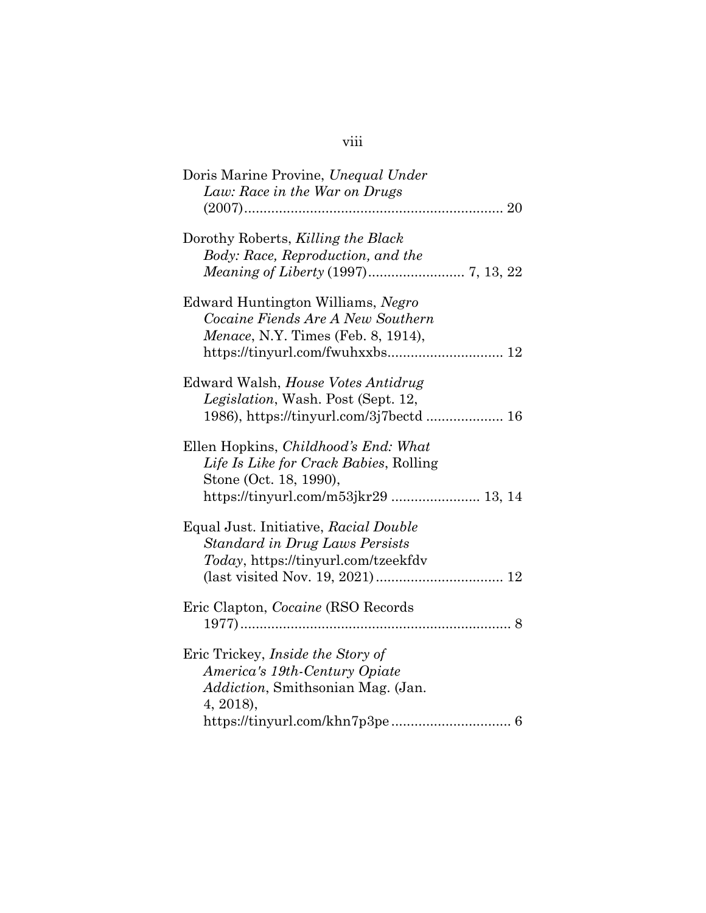Doris Marine Provine, *Unequal Under Law: Race in the War on Drugs* (2007) .................................................................. 20

Dorothy Roberts, *Killing the Black Body: Race, Reproduction, and the Meaning of Liberty* (1997) ......................... 7, 13, 22

Edward Huntington Williams, *Negro Cocaine Fiends Are A New Southern Menace*, N.Y. Times (Feb. 8, 1914), https://tinyurl.com/fwuhxxbs .............................. 12

Edward Walsh, *House Votes Antidrug Legislation*, Wash. Post (Sept. 12, 1986), https://tinyurl.com/3j7bectd .................... 16

Ellen Hopkins, *Childhood's End: What Life Is Like for Crack Babies*, Rolling Stone (Oct. 18, 1990), https://tinyurl.com/m53jkr29 ....................... 13, 14

Equal Just. Initiative, *Racial Double Standard in Drug Laws Persists Today*, https://tinyurl.com/tzeekfdv (last visited Nov. 19, 2021) ................................. 12

Eric Clapton, *Cocaine* (RSO Records 1977) ...................................................................... 8

Eric Trickey, *Inside the Story of America's 19th-Century Opiate Addiction*, Smithsonian Mag. (Jan. 4, 2018), https://tinyurl.com/khn7p3pe ............................... 6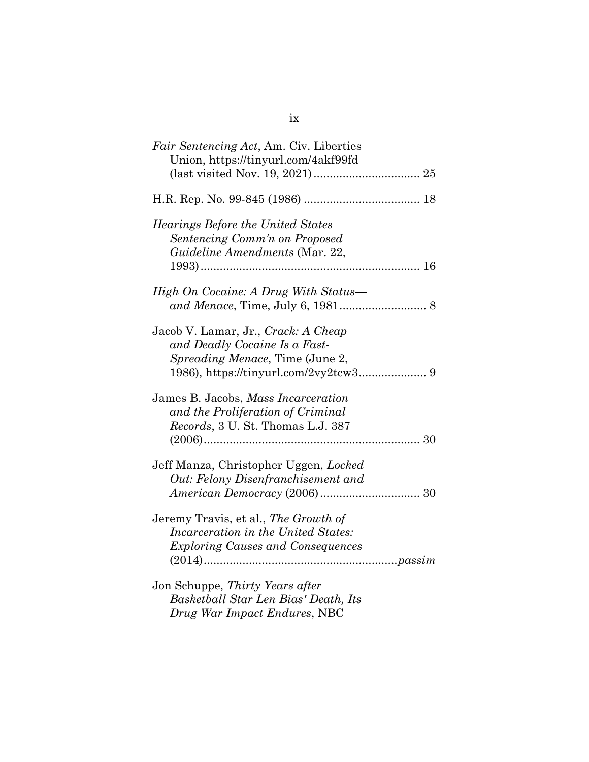*Fair Sentencing Act*, Am. Civ. Liberties Union, https://tinyurl.com/4akf99fd (last visited Nov. 19, 2021) ................................ 25

H.R. Rep. No. 99-845 (1986) .................................... 18

*Hearings Before the United States Sentencing Comm'n on Proposed Guideline Amendments* (Mar. 22, 1993) .................................................................. 16

*High On Cocaine: A Drug With Status—and Menace*, Time, July 6, 1981 .......................... 8

Jacob V. Lamar, Jr., *Crack: A Cheap and Deadly Cocaine Is a Fast-Spreading Menace*, Time (June 2, 1986), https://tinyurl.com/2vy2tcw3 .................... 9

James B. Jacobs, *Mass Incarceration and the Proliferation of Criminal Records*, 3 U. St. Thomas L.J. 387 (2006) .................................................................. 30

Jeff Manza, Christopher Uggen, *Locked Out: Felony Disenfranchisement and American Democracy* (2006) .............................. 30

Jeremy Travis, et al., *The Growth of Incarceration in the United States: Exploring Causes and Consequences* (2014) ..........................................................*passim*

Jon Schuppe, *Thirty Years after Basketball Star Len Bias' Death, Its Drug War Impact Endures*, NBC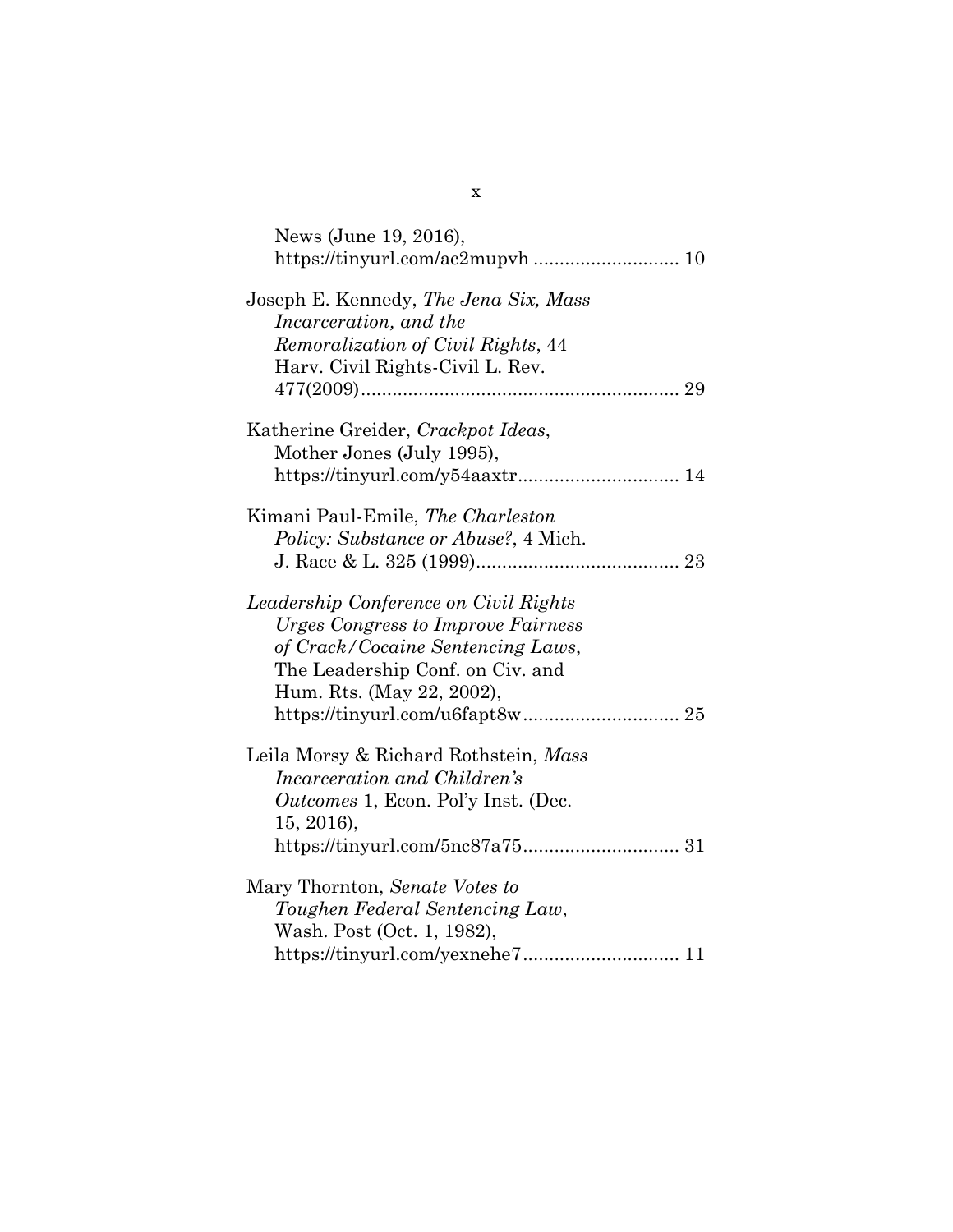News (June 19, 2016), https://tinyurl.com/ac2mupvh ........................... 10

Joseph E. Kennedy, *The Jena Six, Mass Incarceration, and the Remoralization of Civil Rights*, 44 Harv. Civil Rights-Civil L. Rev. 477(2009)............................................................ 29

Katherine Greider, *Crackpot Ideas*, Mother Jones (July 1995), https://tinyurl.com/y54aaxtr.............................. 14

Kimani Paul-Emile, *The Charleston Policy: Substance or Abuse?*, 4 Mich. J. Race & L. 325 (1999)...................................... 23

*Leadership Conference on Civil Rights Urges Congress to Improve Fairness of Crack/Cocaine Sentencing Laws*, The Leadership Conf. on Civ. and Hum. Rts. (May 22, 2002), https://tinyurl.com/u6fapt8w............................. 25

Leila Morsy & Richard Rothstein, *Mass Incarceration and Children's Outcomes* 1, Econ. Pol'y Inst. (Dec. 15, 2016), https://tinyurl.com/5nc87a75............................. 31

Mary Thornton, *Senate Votes to Toughen Federal Sentencing Law*, Wash. Post (Oct. 1, 1982), https://tinyurl.com/yexnehe7............................. 11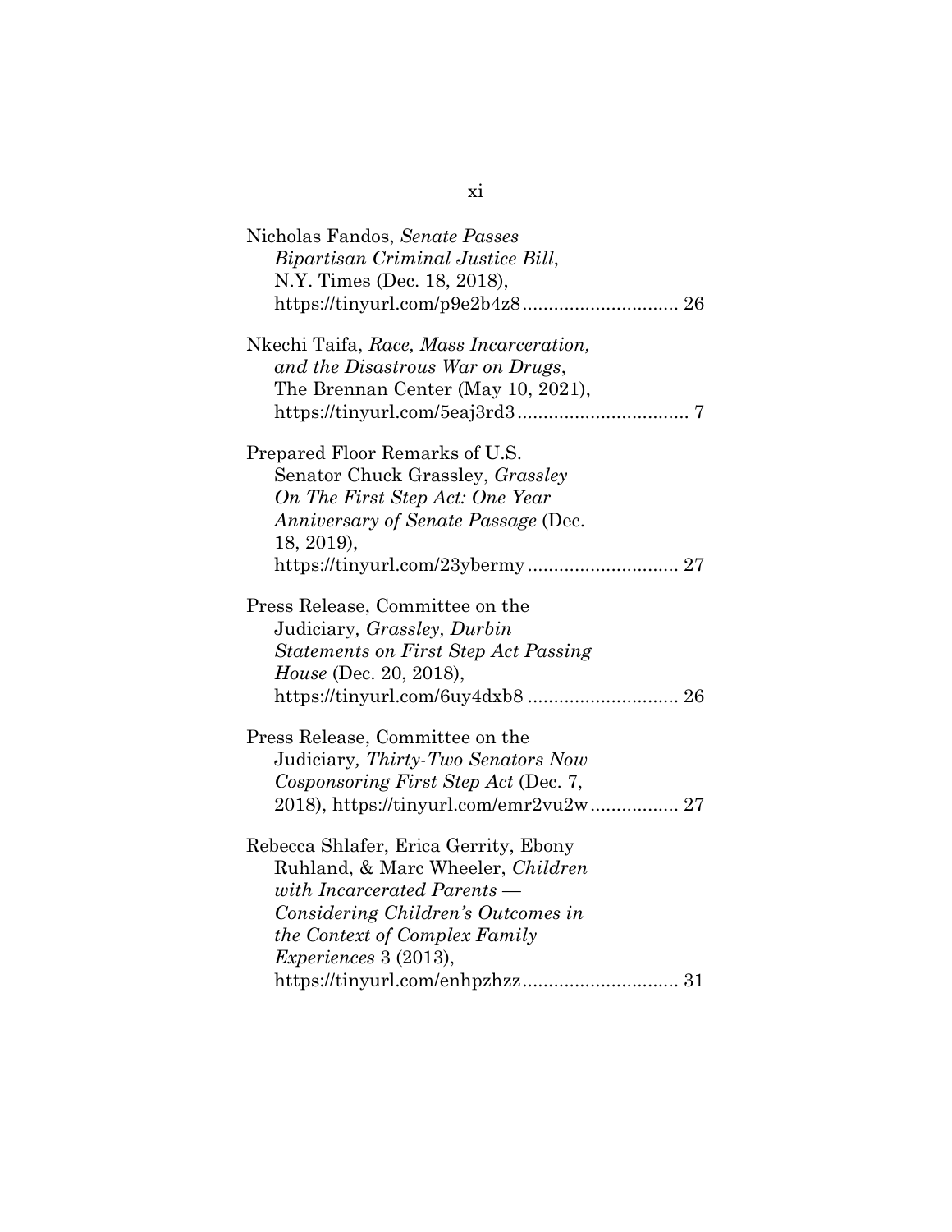Nicholas Fandos, *Senate Passes Bipartisan Criminal Justice Bill*, N.Y. Times (Dec. 18, 2018), https://tinyurl.com/p9e2b4z8 .............................. 26

Nkechi Taifa, *Race, Mass Incarceration, and the Disastrous War on Drugs*, The Brennan Center (May 10, 2021), https://tinyurl.com/5eaj3rd3 ................................. 7

Prepared Floor Remarks of U.S. Senator Chuck Grassley, *Grassley On The First Step Act: One Year Anniversary of Senate Passage* (Dec. 18, 2019), https://tinyurl.com/23ybermy ............................ 27

Press Release, Committee on the Judiciary, *Grassley, Durbin Statements on First Step Act Passing House* (Dec. 20, 2018), https://tinyurl.com/6uy4dxb8 ............................ 26

Press Release, Committee on the Judiciary, *Thirty-Two Senators Now Cosponsoring First Step Act* (Dec. 7, 2018), https://tinyurl.com/emr2vu2w................. 27

Rebecca Shlafer, Erica Gerrity, Ebony Ruhland, & Marc Wheeler, *Children with Incarcerated Parents — Considering Children's Outcomes in the Context of Complex Family Experiences* 3 (2013), https://tinyurl.com/enhpzhzz.............................. 31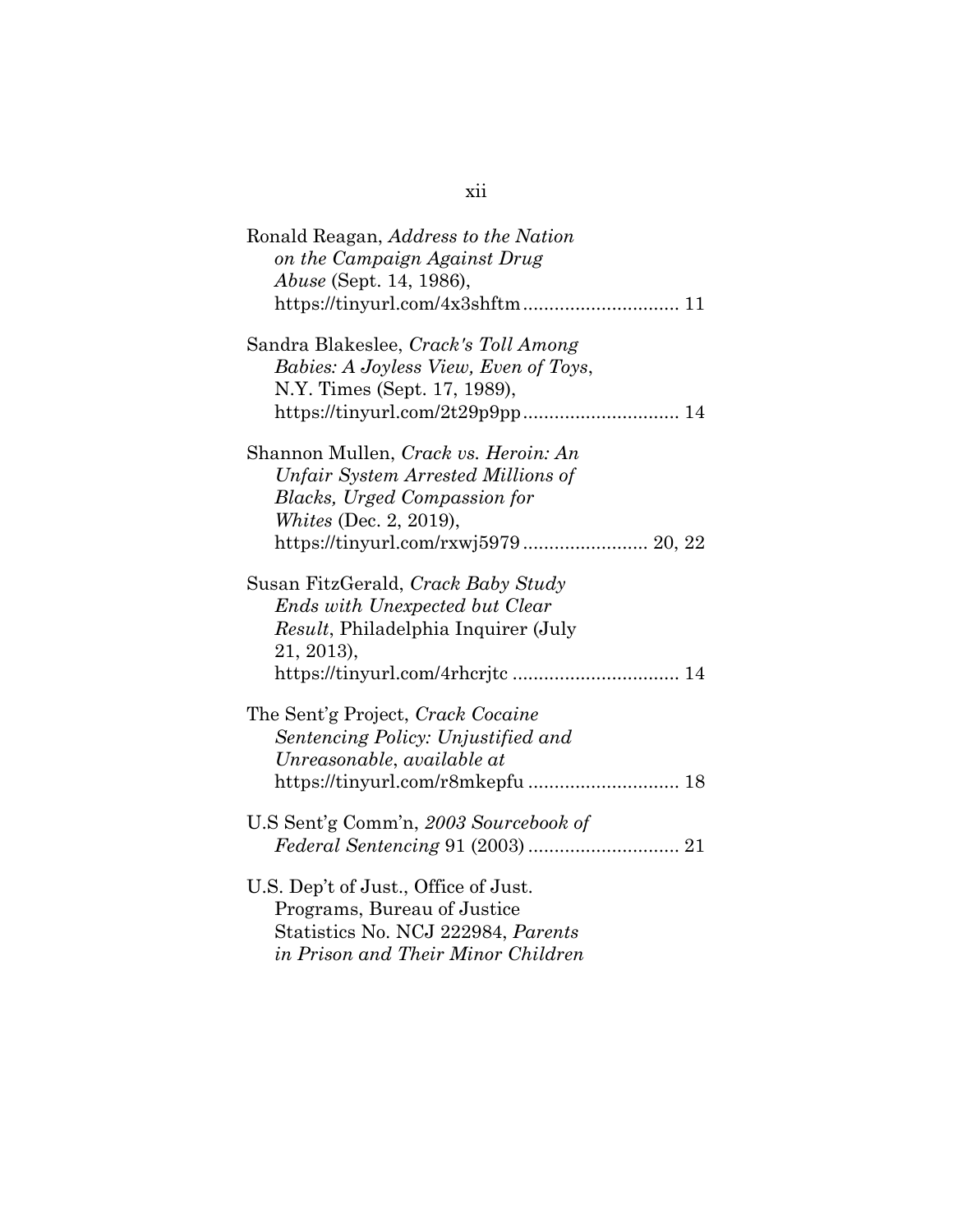Ronald Reagan, *Address to the Nation on the Campaign Against Drug Abuse* (Sept. 14, 1986), https://tinyurl.com/4x3shftm ............................. 11

Sandra Blakeslee, *Crack's Toll Among Babies: A Joyless View, Even of Toys*, N.Y. Times (Sept. 17, 1989), https://tinyurl.com/2t29p9pp ............................. 14

Shannon Mullen, *Crack vs. Heroin: An Unfair System Arrested Millions of Blacks, Urged Compassion for Whites* (Dec. 2, 2019), https://tinyurl.com/rxwj5979 ........................ 20, 22

Susan FitzGerald, *Crack Baby Study Ends with Unexpected but Clear Result*, Philadelphia Inquirer (July 21, 2013), https://tinyurl.com/4rhcrjtc ................................ 14

The Sent'g Project, *Crack Cocaine Sentencing Policy: Unjustified and Unreasonable*, *available at* https://tinyurl.com/r8mkepfu ............................ 18

U.S Sent'g Comm'n, *2003 Sourcebook of Federal Sentencing* 91 (2003) ............................ 21

U.S. Dep't of Just., Office of Just. Programs, Bureau of Justice Statistics No. NCJ 222984, *Parents in Prison and Their Minor Children*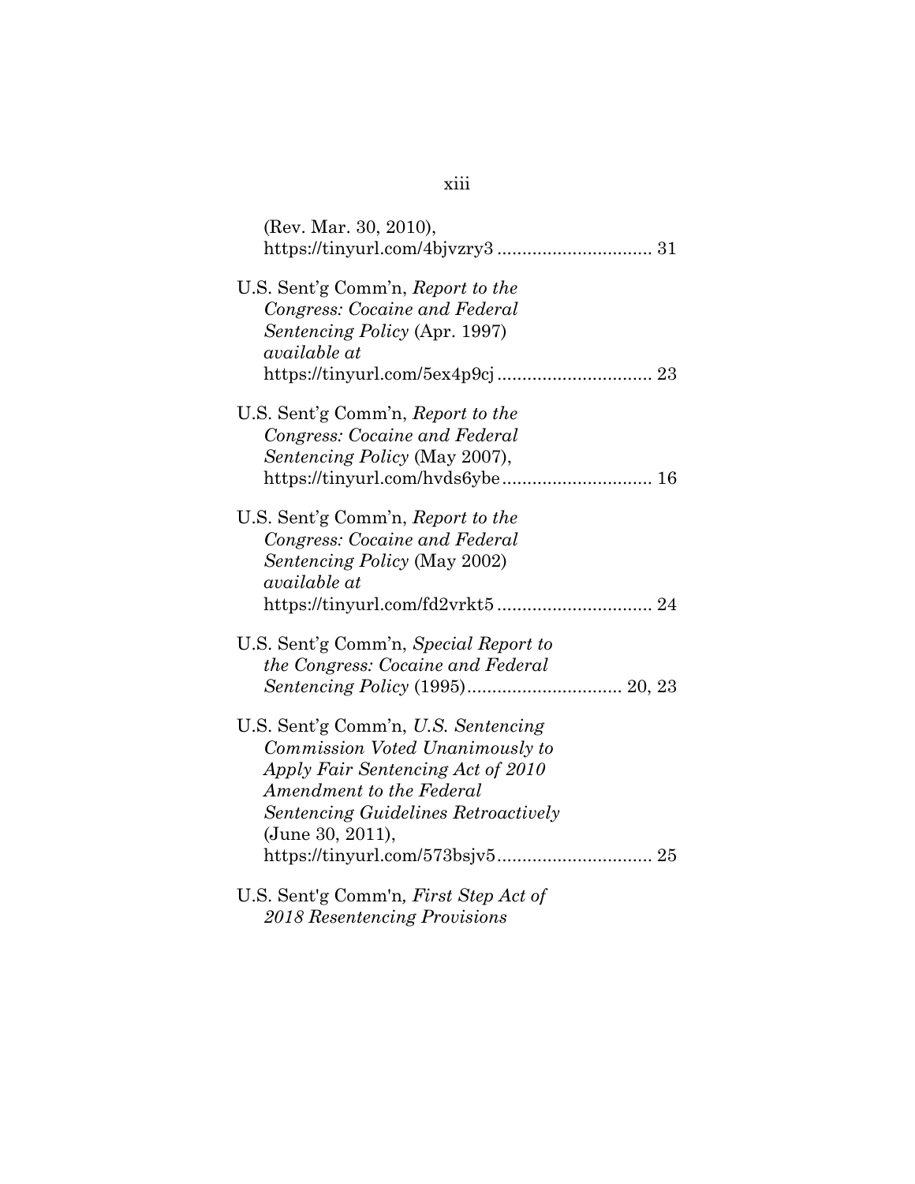(Rev. Mar. 30, 2010), https://tinyurl.com/4bjvzry3 .............................. 31

U.S. Sent'g Comm'n, *Report to the Congress: Cocaine and Federal Sentencing Policy* (Apr. 1997) *available at* https://tinyurl.com/5ex4p9cj .............................. 23

U.S. Sent'g Comm'n, *Report to the Congress: Cocaine and Federal Sentencing Policy* (May 2007), https://tinyurl.com/hvds6ybe .............................. 16

U.S. Sent'g Comm'n, *Report to the Congress: Cocaine and Federal Sentencing Policy* (May 2002) *available at* https://tinyurl.com/fd2vrkt5 .............................. 24

U.S. Sent'g Comm'n, *Special Report to the Congress: Cocaine and Federal Sentencing Policy* (1995).............................. 20, 23

U.S. Sent'g Comm'n, *U.S. Sentencing Commission Voted Unanimously to Apply Fair Sentencing Act of 2010 Amendment to the Federal Sentencing Guidelines Retroactively* (June 30, 2011), https://tinyurl.com/573bsjv5.............................. 25

U.S. Sent'g Comm'n, *First Step Act of 2018 Resentencing Provisions*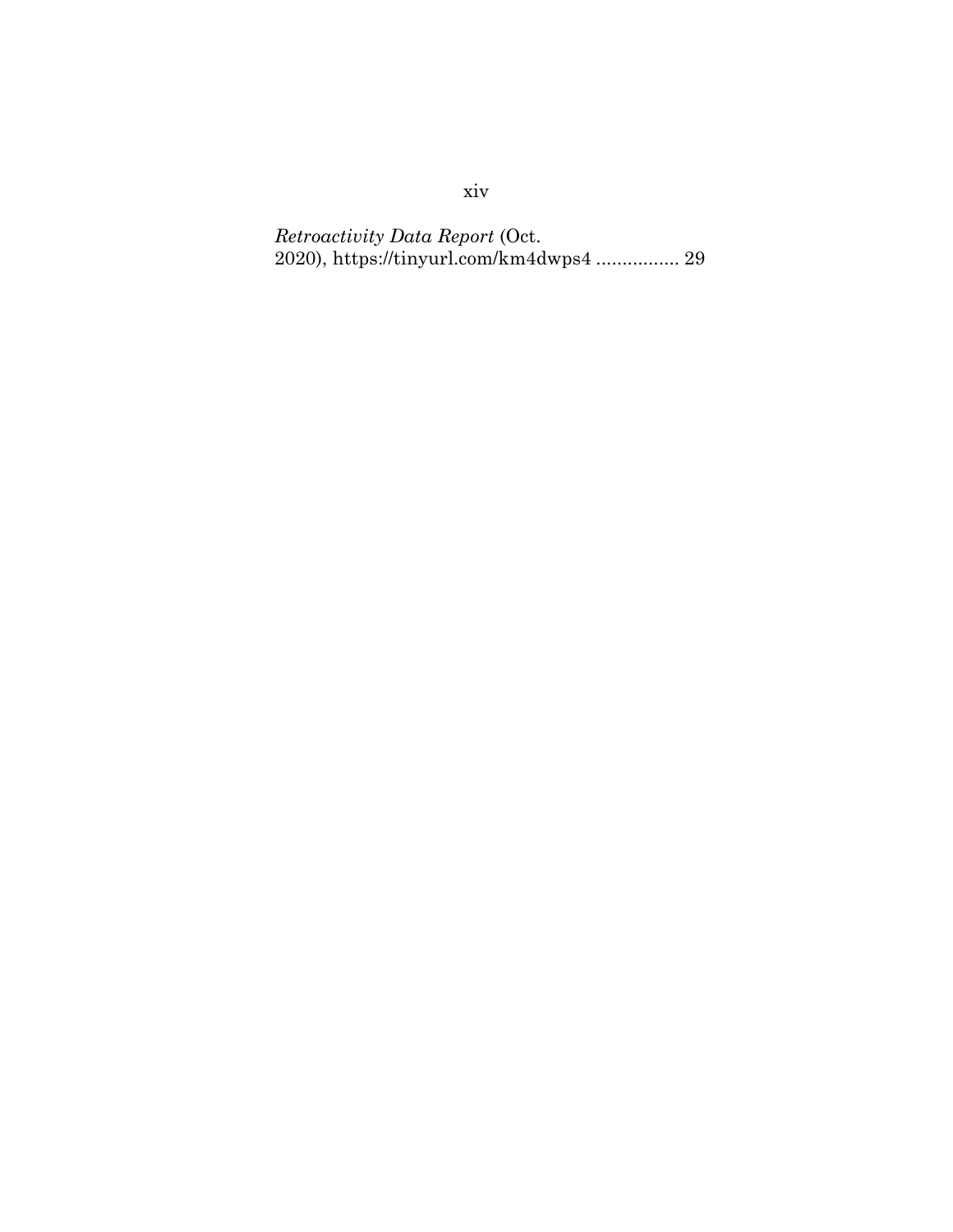*Retroactivity Data Report* (Oct. 2020), https://tinyurl.com/km4dwps4 ................ 29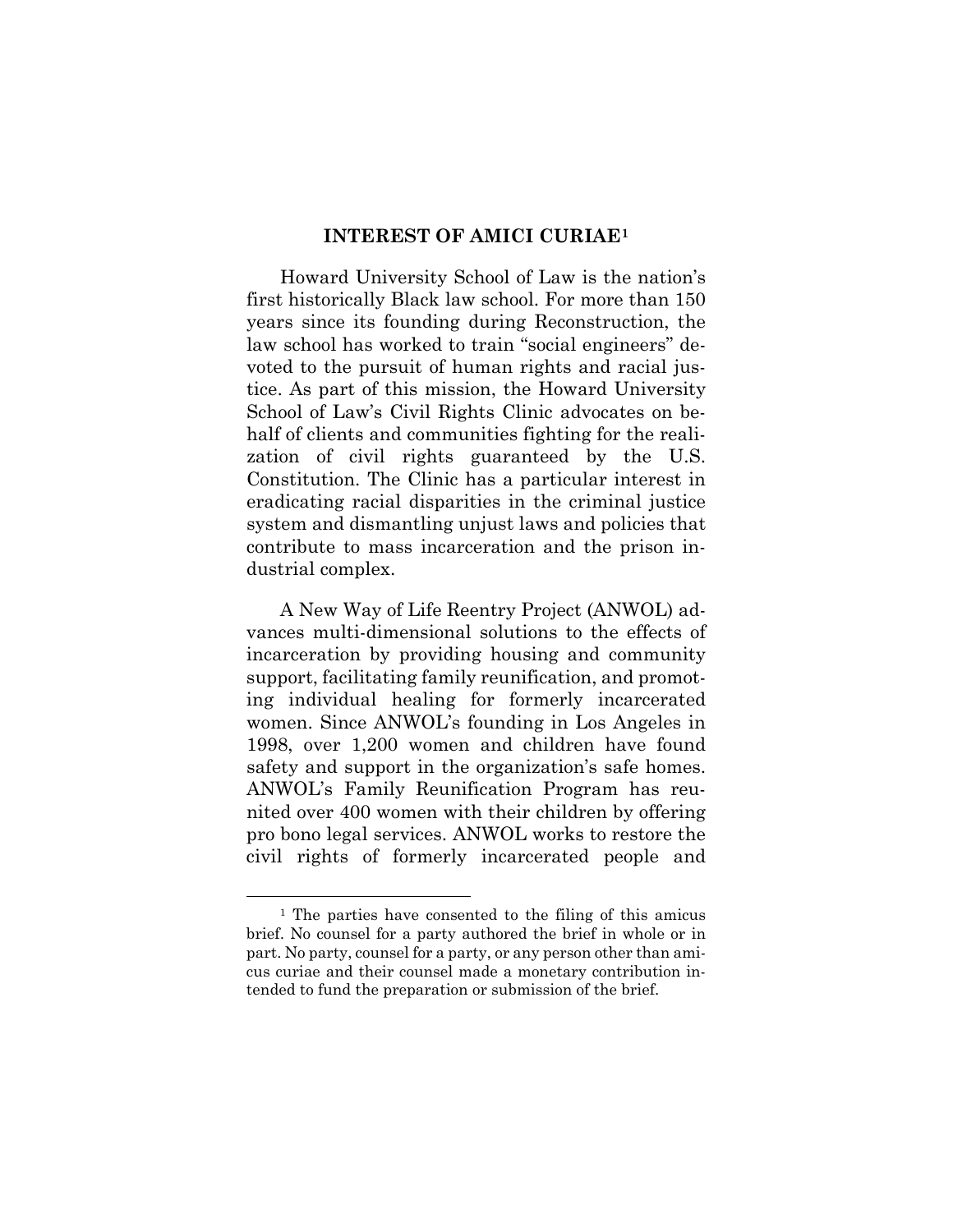## INTEREST OF AMICI CURIAE[1]

Howard University School of Law is the nation's first historically Black law school. For more than 150 years since its founding during Reconstruction, the law school has worked to train "social engineers" devoted to the pursuit of human rights and racial justice. As part of this mission, the Howard University School of Law's Civil Rights Clinic advocates on behalf of clients and communities fighting for the realization of civil rights guaranteed by the U.S. Constitution. The Clinic has a particular interest in eradicating racial disparities in the criminal justice system and dismantling unjust laws and policies that contribute to mass incarceration and the prison industrial complex.

A New Way of Life Reentry Project (ANWOL) advances multi-dimensional solutions to the effects of incarceration by providing housing and community support, facilitating family reunification, and promoting individual healing for formerly incarcerated women. Since ANWOL's founding in Los Angeles in 1998, over 1,200 women and children have found safety and support in the organization's safe homes. ANWOL's Family Reunification Program has reunited over 400 women with their children by offering pro bono legal services. ANWOL works to restore the civil rights of formerly incarcerated people and

[1] The parties have consented to the filing of this amicus brief. No counsel for a party authored the brief in whole or in part. No party, counsel for a party, or any person other than amicus curiae and their counsel made a monetary contribution intended to fund the preparation or submission of the brief.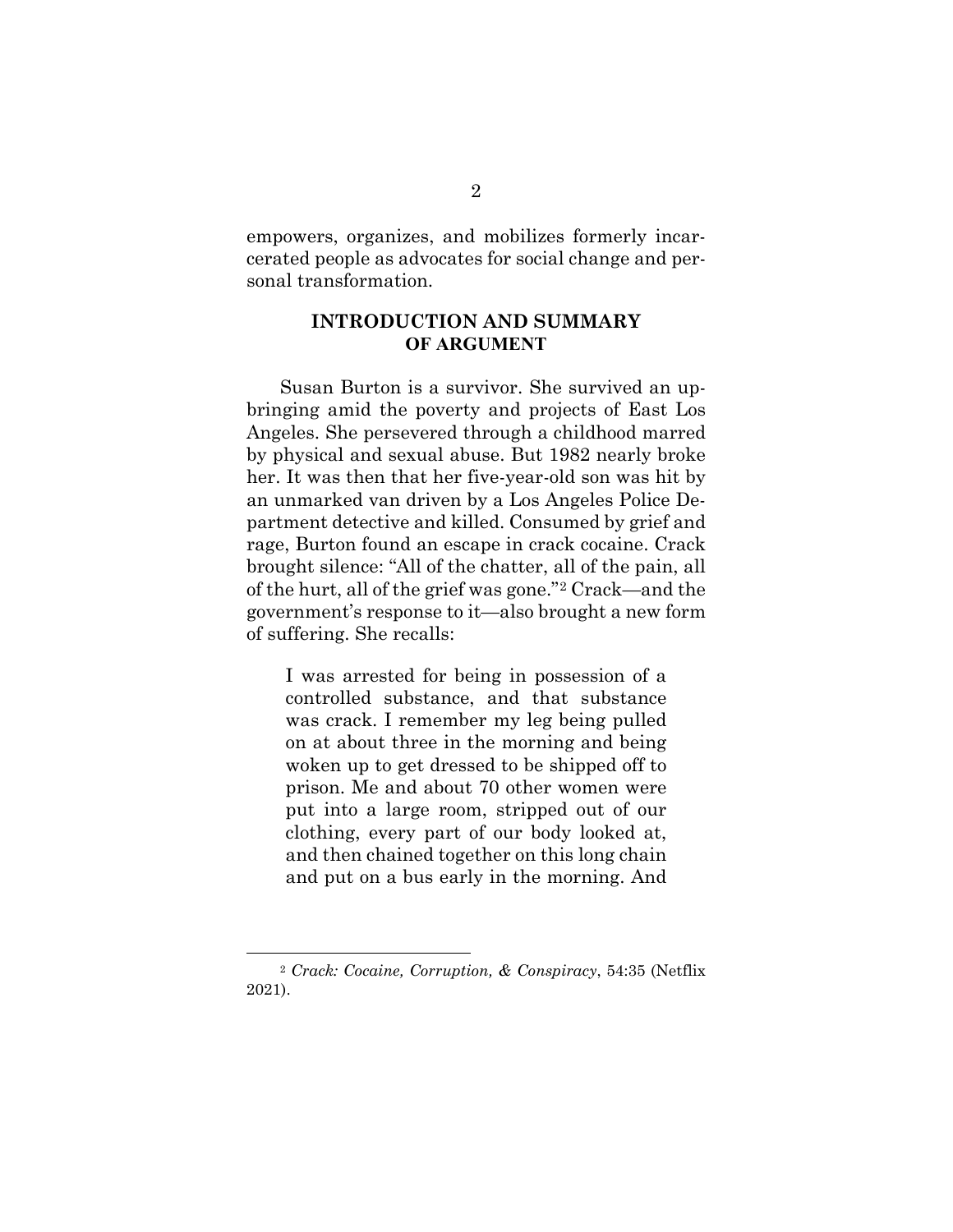empowers, organizes, and mobilizes formerly incarcerated people as advocates for social change and personal transformation.

## INTRODUCTION AND SUMMARY OF ARGUMENT

Susan Burton is a survivor. She survived an upbringing amid the poverty and projects of East Los Angeles. She persevered through a childhood marred by physical and sexual abuse. But 1982 nearly broke her. It was then that her five-year-old son was hit by an unmarked van driven by a Los Angeles Police Department detective and killed. Consumed by grief and rage, Burton found an escape in crack cocaine. Crack brought silence: "All of the chatter, all of the pain, all of the hurt, all of the grief was gone."[2] Crack—and the government's response to it—also brought a new form of suffering. She recalls:

> I was arrested for being in possession of a controlled substance, and that substance was crack. I remember my leg being pulled on at about three in the morning and being woken up to get dressed to be shipped off to prison. Me and about 70 other women were put into a large room, stripped out of our clothing, every part of our body looked at, and then chained together on this long chain and put on a bus early in the morning. And

---

[2] *Crack: Cocaine, Corruption, & Conspiracy*, 54:35 (Netflix 2021).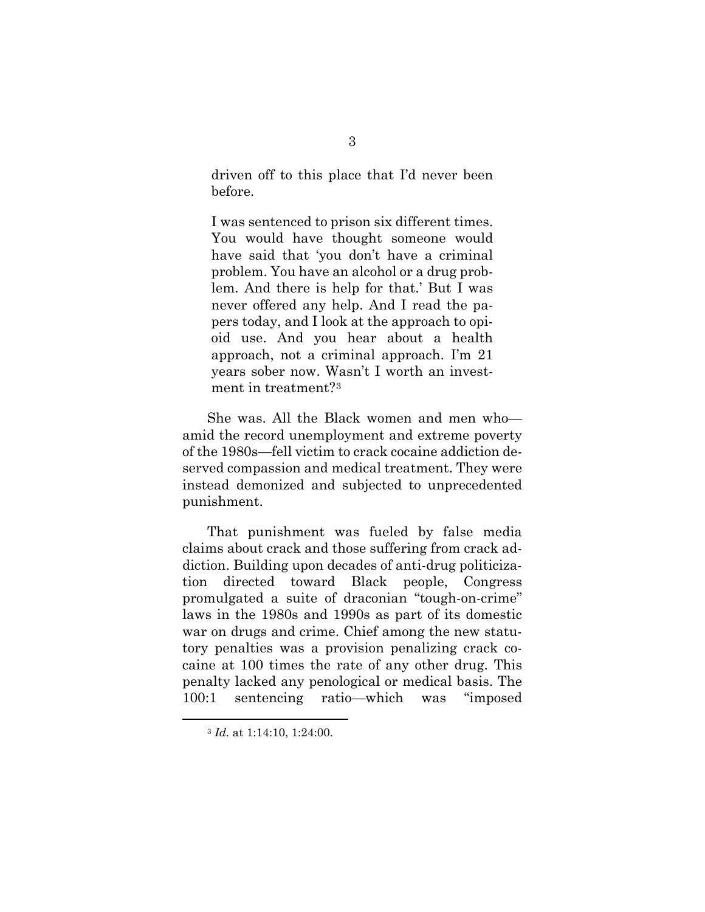> driven off to this place that I'd never been before.
>
> I was sentenced to prison six different times. You would have thought someone would have said that 'you don't have a criminal problem. You have an alcohol or a drug problem. And there is help for that.' But I was never offered any help. And I read the papers today, and I look at the approach to opioid use. And you hear about a health approach, not a criminal approach. I'm 21 years sober now. Wasn't I worth an investment in treatment?[3]

She was. All the Black women and men who—amid the record unemployment and extreme poverty of the 1980s—fell victim to crack cocaine addiction deserved compassion and medical treatment. They were instead demonized and subjected to unprecedented punishment.

That punishment was fueled by false media claims about crack and those suffering from crack addiction. Building upon decades of anti-drug politicization directed toward Black people, Congress promulgated a suite of draconian "tough-on-crime" laws in the 1980s and 1990s as part of its domestic war on drugs and crime. Chief among the new statutory penalties was a provision penalizing crack cocaine at 100 times the rate of any other drug. This penalty lacked any penological or medical basis. The 100:1 sentencing ratio—which was "imposed

---

[3] *Id.* at 1:14:10, 1:24:00.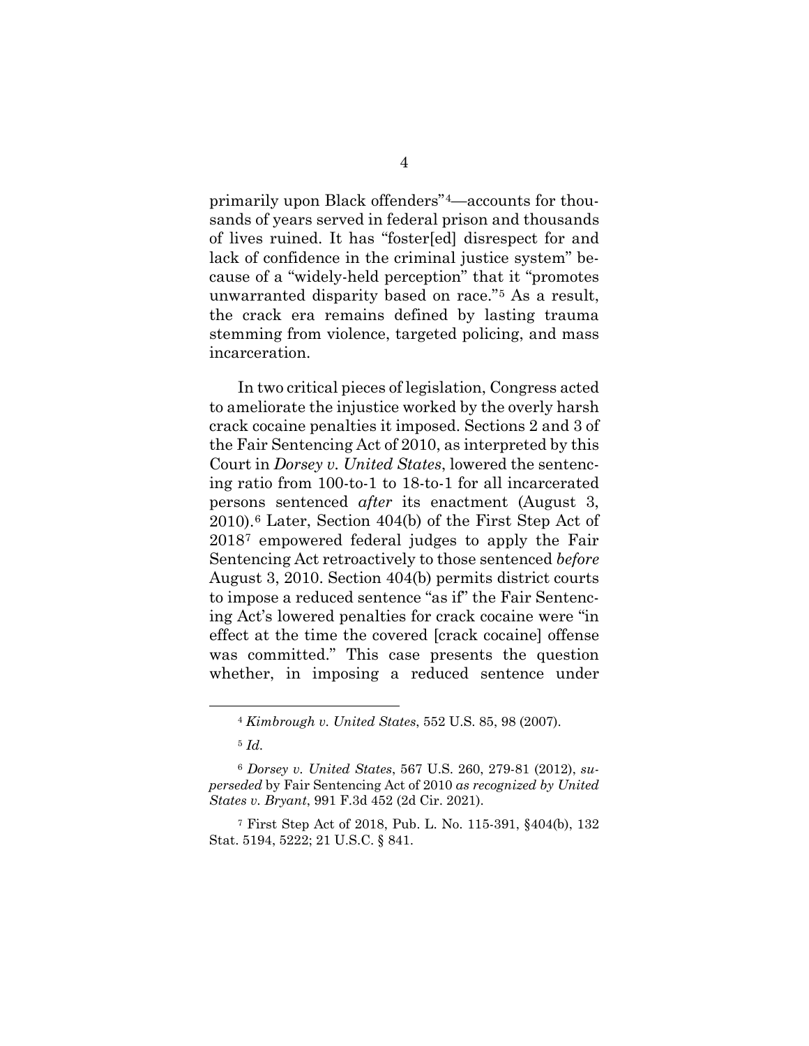primarily upon Black offenders"[4]—accounts for thousands of years served in federal prison and thousands of lives ruined. It has "foster[ed] disrespect for and lack of confidence in the criminal justice system" because of a "widely-held perception" that it "promotes unwarranted disparity based on race."[5] As a result, the crack era remains defined by lasting trauma stemming from violence, targeted policing, and mass incarceration.

In two critical pieces of legislation, Congress acted to ameliorate the injustice worked by the overly harsh crack cocaine penalties it imposed. Sections 2 and 3 of the Fair Sentencing Act of 2010, as interpreted by this Court in *Dorsey v. United States*, lowered the sentencing ratio from 100-to-1 to 18-to-1 for all incarcerated persons sentenced *after* its enactment (August 3, 2010).[6] Later, Section 404(b) of the First Step Act of 2018[7] empowered federal judges to apply the Fair Sentencing Act retroactively to those sentenced *before* August 3, 2010. Section 404(b) permits district courts to impose a reduced sentence "as if" the Fair Sentencing Act's lowered penalties for crack cocaine were "in effect at the time the covered [crack cocaine] offense was committed." This case presents the question whether, in imposing a reduced sentence under

---

[4] *Kimbrough v. United States*, 552 U.S. 85, 98 (2007).

[5] *Id.*

[6] *Dorsey v. United States*, 567 U.S. 260, 279-81 (2012), *superseded* by Fair Sentencing Act of 2010 *as recognized by United States v. Bryant*, 991 F.3d 452 (2d Cir. 2021).

[7] First Step Act of 2018, Pub. L. No. 115-391, §404(b), 132 Stat. 5194, 5222; 21 U.S.C. § 841.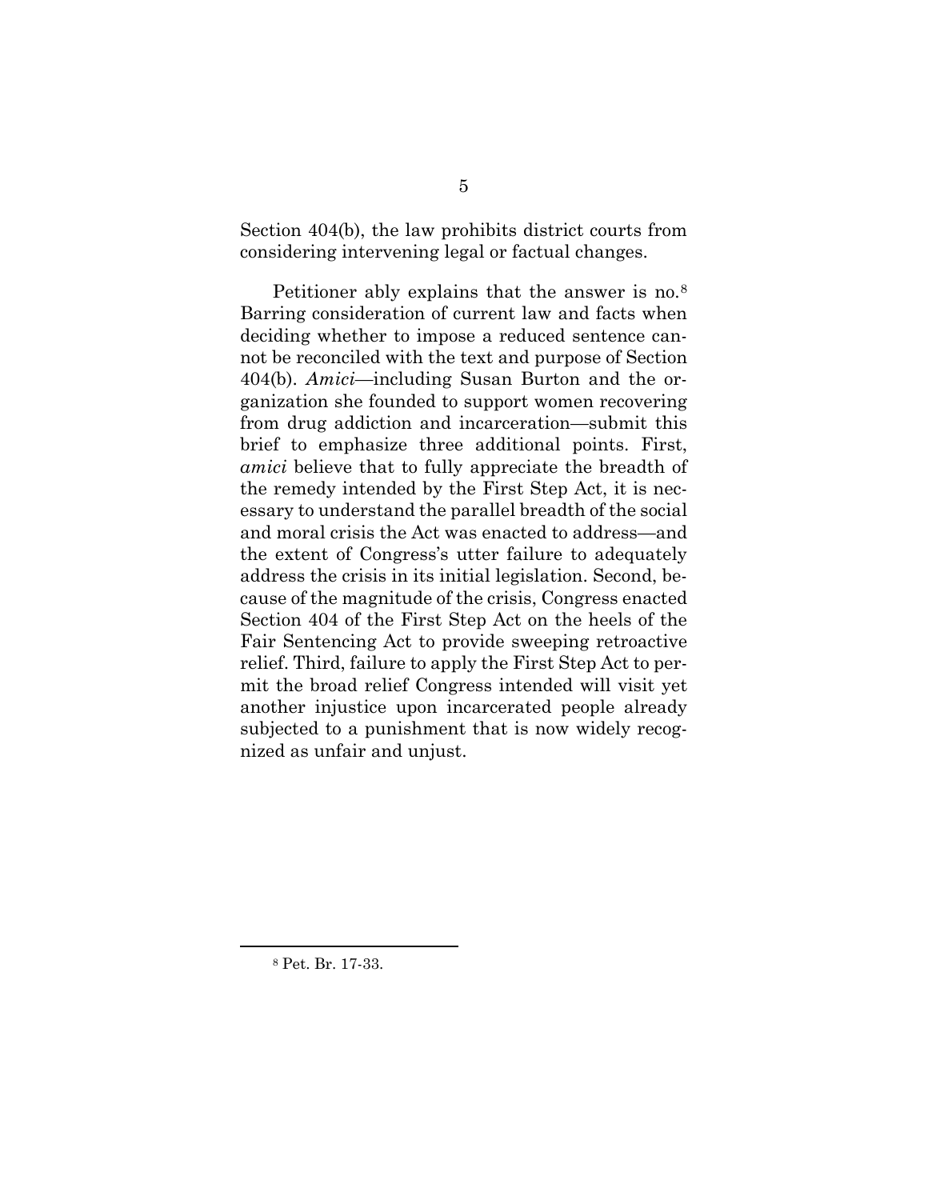Section 404(b), the law prohibits district courts from considering intervening legal or factual changes.

Petitioner ably explains that the answer is no.[8] Barring consideration of current law and facts when deciding whether to impose a reduced sentence cannot be reconciled with the text and purpose of Section 404(b). *Amici*—including Susan Burton and the organization she founded to support women recovering from drug addiction and incarceration—submit this brief to emphasize three additional points. First, *amici* believe that to fully appreciate the breadth of the remedy intended by the First Step Act, it is necessary to understand the parallel breadth of the social and moral crisis the Act was enacted to address—and the extent of Congress's utter failure to adequately address the crisis in its initial legislation. Second, because of the magnitude of the crisis, Congress enacted Section 404 of the First Step Act on the heels of the Fair Sentencing Act to provide sweeping retroactive relief. Third, failure to apply the First Step Act to permit the broad relief Congress intended will visit yet another injustice upon incarcerated people already subjected to a punishment that is now widely recognized as unfair and unjust.

---

[8] Pet. Br. 17-33.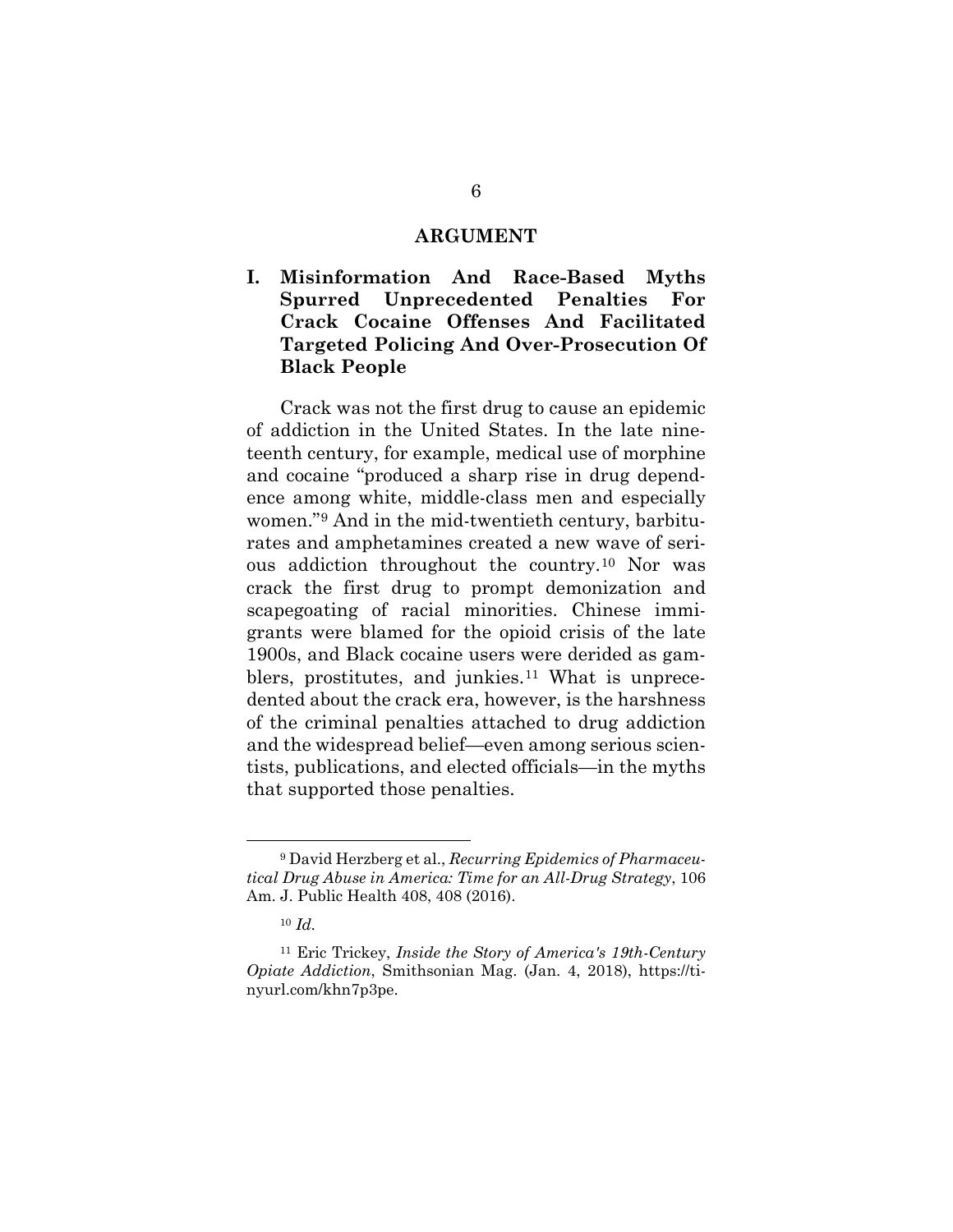## ARGUMENT

### I. Misinformation And Race-Based Myths Spurred Unprecedented Penalties For Crack Cocaine Offenses And Facilitated Targeted Policing And Over-Prosecution Of Black People

Crack was not the first drug to cause an epidemic of addiction in the United States. In the late nineteenth century, for example, medical use of morphine and cocaine "produced a sharp rise in drug dependence among white, middle-class men and especially women."[9] And in the mid-twentieth century, barbiturates and amphetamines created a new wave of serious addiction throughout the country.[10] Nor was crack the first drug to prompt demonization and scapegoating of racial minorities. Chinese immigrants were blamed for the opioid crisis of the late 1900s, and Black cocaine users were derided as gamblers, prostitutes, and junkies.[11] What is unprecedented about the crack era, however, is the harshness of the criminal penalties attached to drug addiction and the widespread belief—even among serious scientists, publications, and elected officials—in the myths that supported those penalties.

---

[9] David Herzberg et al., *Recurring Epidemics of Pharmaceutical Drug Abuse in America: Time for an All-Drug Strategy*, 106 Am. J. Public Health 408, 408 (2016).

[10] *Id.*

[11] Eric Trickey, *Inside the Story of America's 19th-Century Opiate Addiction*, Smithsonian Mag. (Jan. 4, 2018), https://tinyurl.com/khn7p3pe.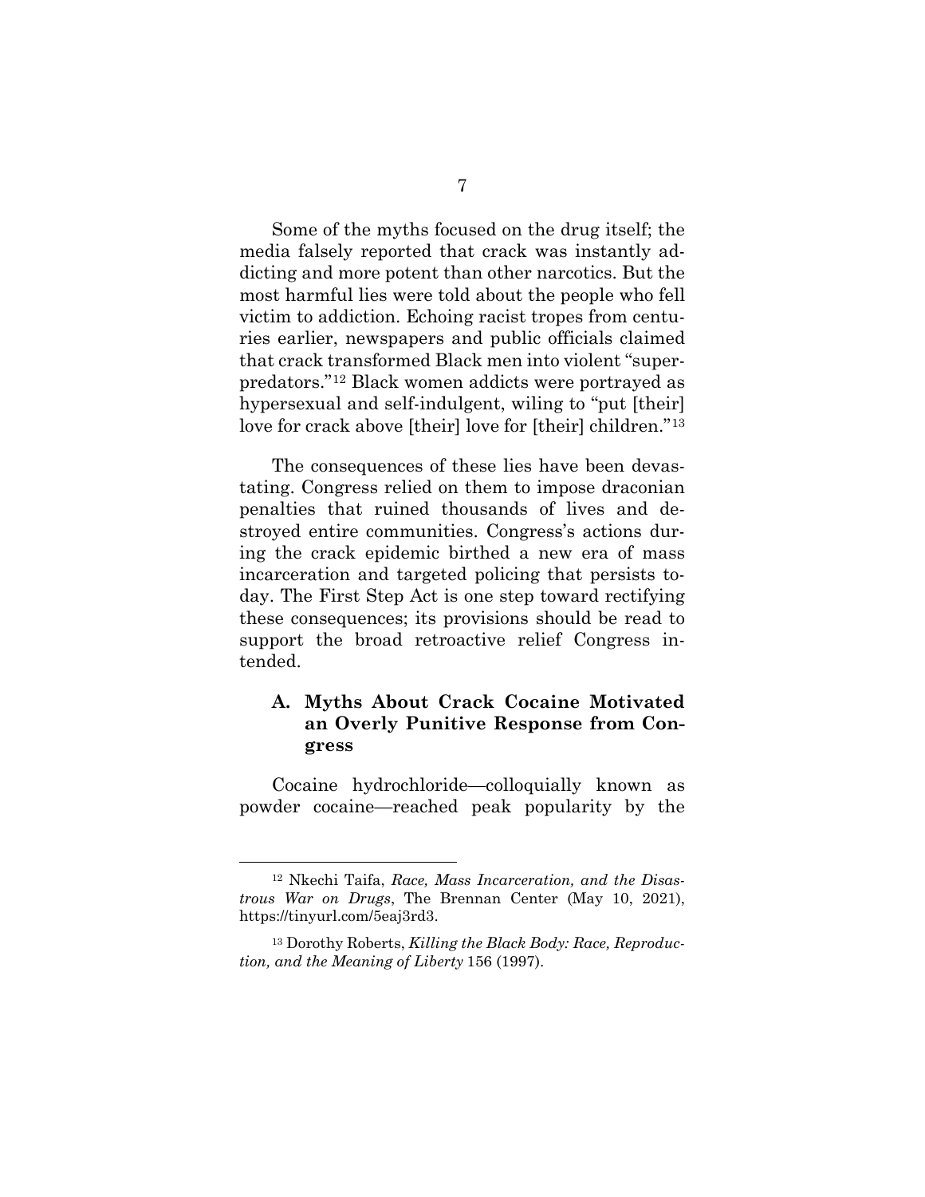Some of the myths focused on the drug itself; the media falsely reported that crack was instantly addicting and more potent than other narcotics. But the most harmful lies were told about the people who fell victim to addiction. Echoing racist tropes from centuries earlier, newspapers and public officials claimed that crack transformed Black men into violent "superpredators."[12] Black women addicts were portrayed as hypersexual and self-indulgent, wiling to "put [their] love for crack above [their] love for [their] children."[13]

The consequences of these lies have been devastating. Congress relied on them to impose draconian penalties that ruined thousands of lives and destroyed entire communities. Congress's actions during the crack epidemic birthed a new era of mass incarceration and targeted policing that persists today. The First Step Act is one step toward rectifying these consequences; its provisions should be read to support the broad retroactive relief Congress intended.

### A. Myths About Crack Cocaine Motivated an Overly Punitive Response from Congress

Cocaine hydrochloride—colloquially known as powder cocaine—reached peak popularity by the

---

[12] Nkechi Taifa, *Race, Mass Incarceration, and the Disastrous War on Drugs*, The Brennan Center (May 10, 2021), https://tinyurl.com/5eaj3rd3.

[13] Dorothy Roberts, *Killing the Black Body: Race, Reproduction, and the Meaning of Liberty* 156 (1997).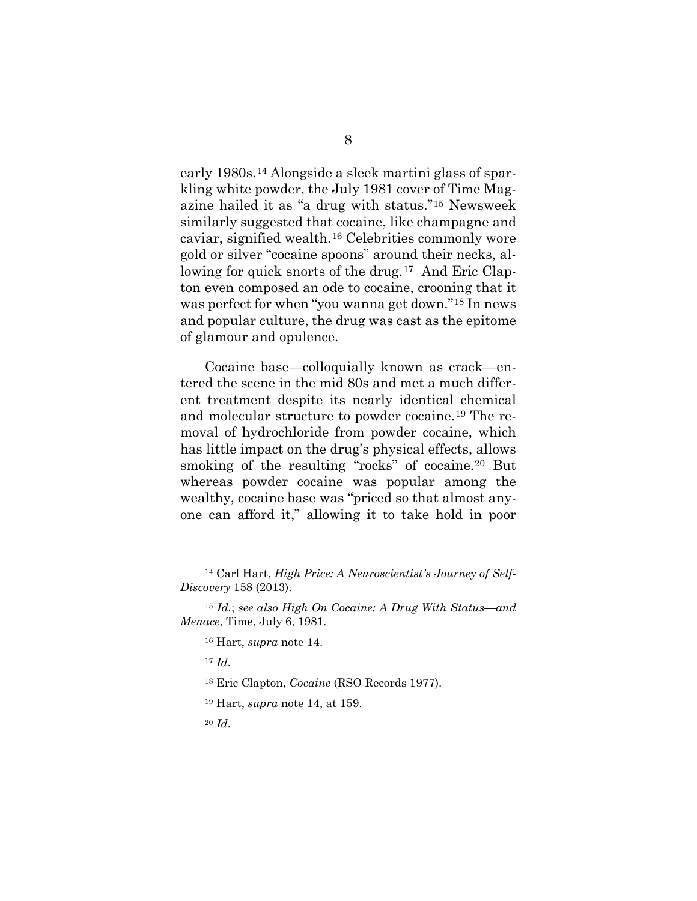early 1980s.[14] Alongside a sleek martini glass of sparkling white powder, the July 1981 cover of Time Magazine hailed it as "a drug with status."[15] Newsweek similarly suggested that cocaine, like champagne and caviar, signified wealth.[16] Celebrities commonly wore gold or silver "cocaine spoons" around their necks, allowing for quick snorts of the drug.[17] And Eric Clapton even composed an ode to cocaine, crooning that it was perfect for when "you wanna get down."[18] In news and popular culture, the drug was cast as the epitome of glamour and opulence.

Cocaine base—colloquially known as crack—entered the scene in the mid 80s and met a much different treatment despite its nearly identical chemical and molecular structure to powder cocaine.[19] The removal of hydrochloride from powder cocaine, which has little impact on the drug's physical effects, allows smoking of the resulting "rocks" of cocaine.[20] But whereas powder cocaine was popular among the wealthy, cocaine base was "priced so that almost anyone can afford it," allowing it to take hold in poor

---

[14] Carl Hart, *High Price: A Neuroscientist's Journey of Self-Discovery* 158 (2013).

[15] *Id.*; *see also High On Cocaine: A Drug With Status—and Menace*, Time, July 6, 1981.

[16] Hart, *supra* note 14.

[17] *Id.*

[18] Eric Clapton, *Cocaine* (RSO Records 1977).

[19] Hart, *supra* note 14, at 159.

[20] *Id.*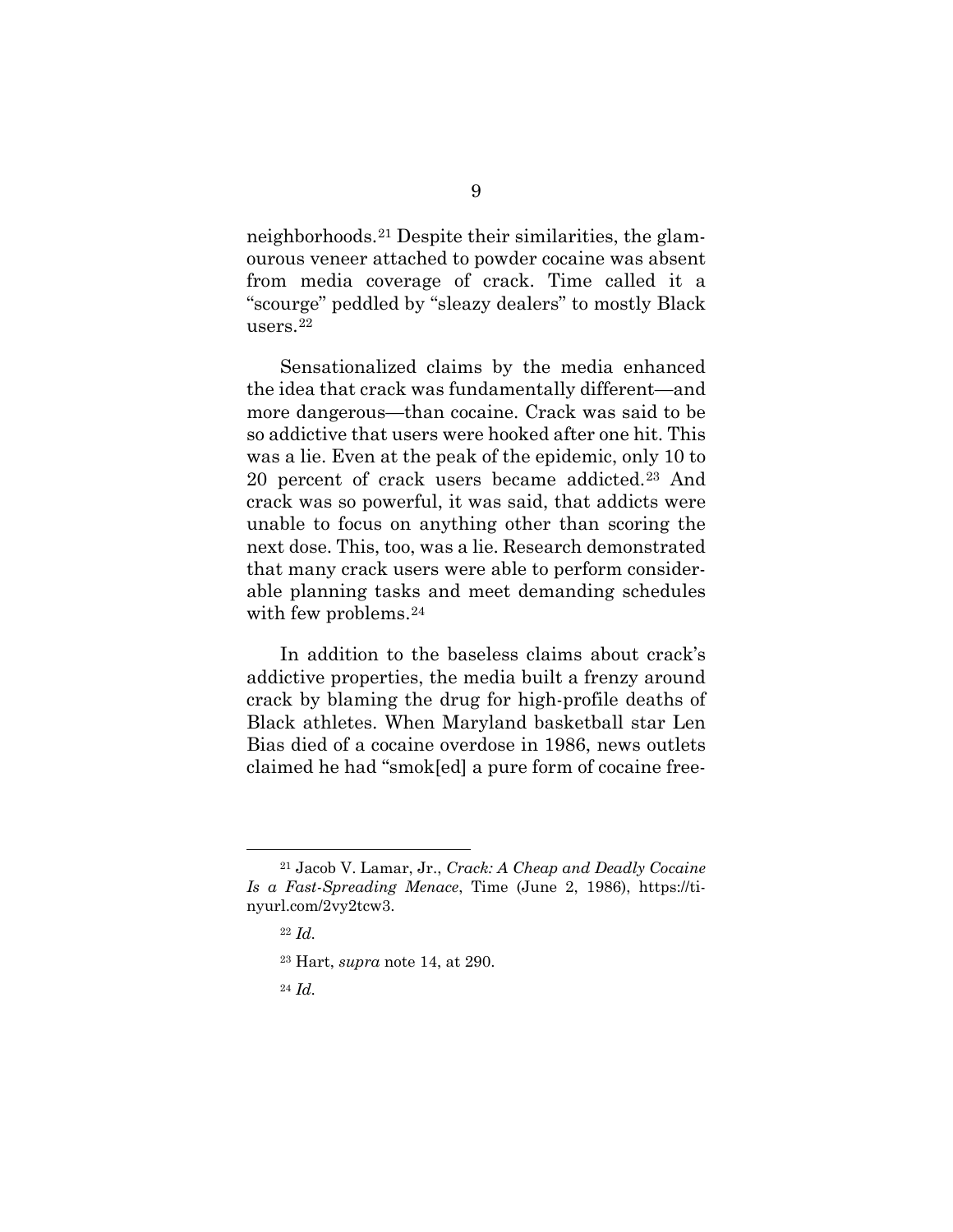neighborhoods.[21] Despite their similarities, the glamourous veneer attached to powder cocaine was absent from media coverage of crack. Time called it a "scourge" peddled by "sleazy dealers" to mostly Black users.[22]

Sensationalized claims by the media enhanced the idea that crack was fundamentally different—and more dangerous—than cocaine. Crack was said to be so addictive that users were hooked after one hit. This was a lie. Even at the peak of the epidemic, only 10 to 20 percent of crack users became addicted.[23] And crack was so powerful, it was said, that addicts were unable to focus on anything other than scoring the next dose. This, too, was a lie. Research demonstrated that many crack users were able to perform considerable planning tasks and meet demanding schedules with few problems.[24]

In addition to the baseless claims about crack's addictive properties, the media built a frenzy around crack by blaming the drug for high-profile deaths of Black athletes. When Maryland basketball star Len Bias died of a cocaine overdose in 1986, news outlets claimed he had "smok[ed] a pure form of cocaine free-

---

[21] Jacob V. Lamar, Jr., *Crack: A Cheap and Deadly Cocaine Is a Fast-Spreading Menace*, Time (June 2, 1986), https://tinyurl.com/2vy2tcw3.

[22] *Id.*

[23] Hart, *supra* note 14, at 290.

[24] *Id.*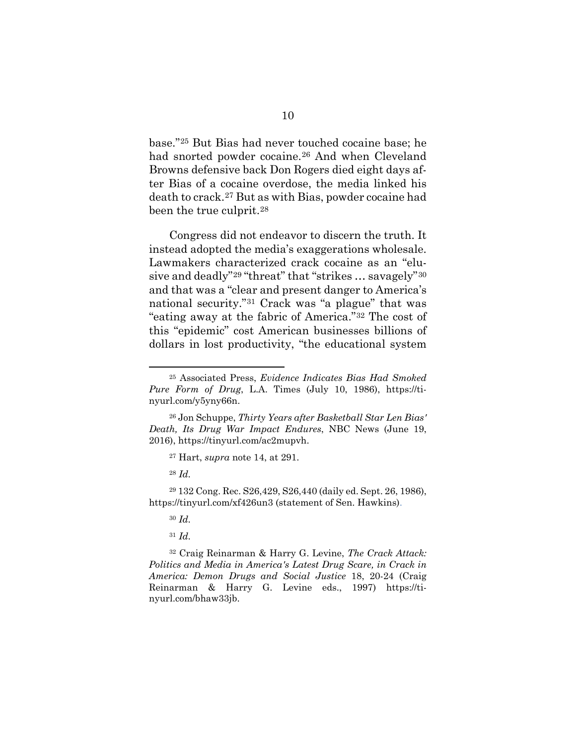base."[25] But Bias had never touched cocaine base; he had snorted powder cocaine.[26] And when Cleveland Browns defensive back Don Rogers died eight days after Bias of a cocaine overdose, the media linked his death to crack.[27] But as with Bias, powder cocaine had been the true culprit.[28]

Congress did not endeavor to discern the truth. It instead adopted the media's exaggerations wholesale. Lawmakers characterized crack cocaine as an "elusive and deadly"[29] "threat" that "strikes … savagely"[30] and that was a "clear and present danger to America's national security."[31] Crack was "a plague" that was "eating away at the fabric of America."[32] The cost of this "epidemic" cost American businesses billions of dollars in lost productivity, "the educational system

---

[25] Associated Press, *Evidence Indicates Bias Had Smoked Pure Form of Drug*, L.A. Times (July 10, 1986), https://tinyurl.com/y5yny66n.

[26] Jon Schuppe, *Thirty Years after Basketball Star Len Bias' Death, Its Drug War Impact Endures*, NBC News (June 19, 2016), https://tinyurl.com/ac2mupvh.

[27] Hart, *supra* note 14, at 291.

[28] *Id.*

[29] 132 Cong. Rec. S26,429, S26,440 (daily ed. Sept. 26, 1986), https://tinyurl.com/xf426un3 (statement of Sen. Hawkins).

[30] *Id.*

[31] *Id.*

[32] Craig Reinarman & Harry G. Levine, *The Crack Attack: Politics and Media in America's Latest Drug Scare, in Crack in America: Demon Drugs and Social Justice* 18, 20-24 (Craig Reinarman & Harry G. Levine eds., 1997) https://tinyurl.com/bhaw33jb.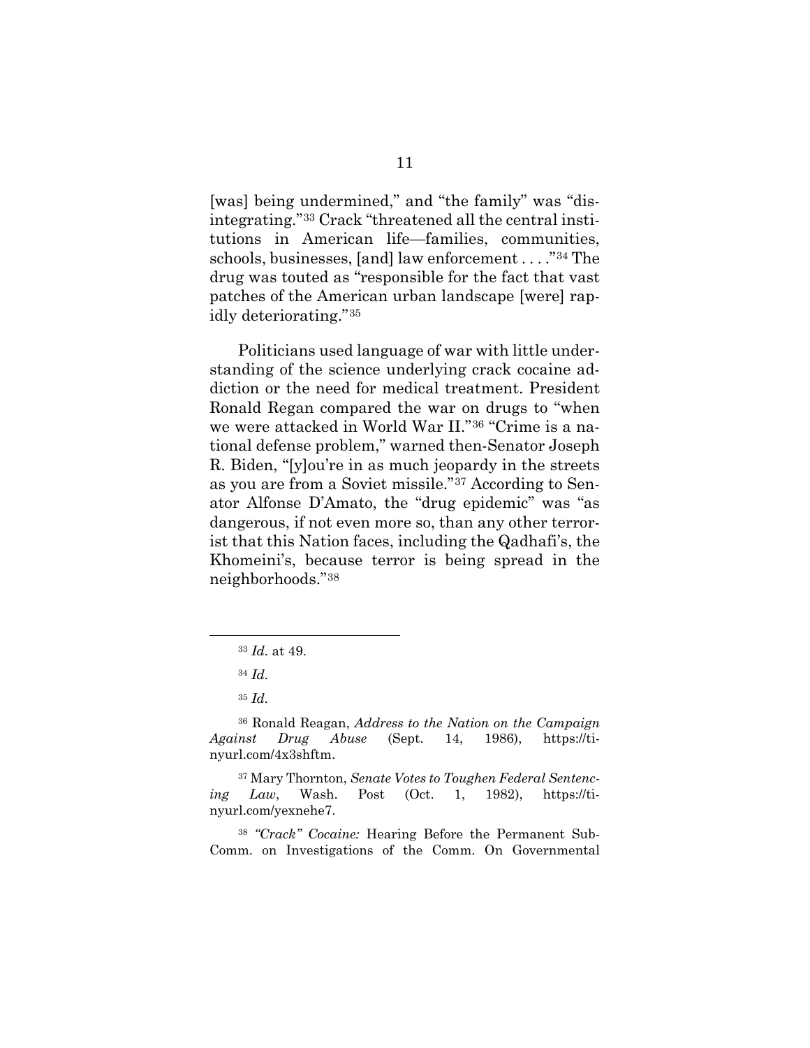[was] being undermined," and "the family" was "disintegrating."[33] Crack "threatened all the central institutions in American life—families, communities, schools, businesses, [and] law enforcement . . . ."[34] The drug was touted as "responsible for the fact that vast patches of the American urban landscape [were] rapidly deteriorating."[35]

Politicians used language of war with little understanding of the science underlying crack cocaine addiction or the need for medical treatment. President Ronald Regan compared the war on drugs to "when we were attacked in World War II."[36] "Crime is a national defense problem," warned then-Senator Joseph R. Biden, "[y]ou're in as much jeopardy in the streets as you are from a Soviet missile."[37] According to Senator Alfonse D'Amato, the "drug epidemic" was "as dangerous, if not even more so, than any other terrorist that this Nation faces, including the Qadhafi's, the Khomeini's, because terror is being spread in the neighborhoods."[38]

---

[33] *Id.* at 49.

[34] *Id.*

[35] *Id.*

[36] Ronald Reagan, *Address to the Nation on the Campaign Against Drug Abuse* (Sept. 14, 1986), https://tinyurl.com/4x3shftm.

[37] Mary Thornton, *Senate Votes to Toughen Federal Sentencing Law*, Wash. Post (Oct. 1, 1982), https://tinyurl.com/yexnehe7.

[38] *"Crack" Cocaine:* Hearing Before the Permanent Sub-Comm. on Investigations of the Comm. On Governmental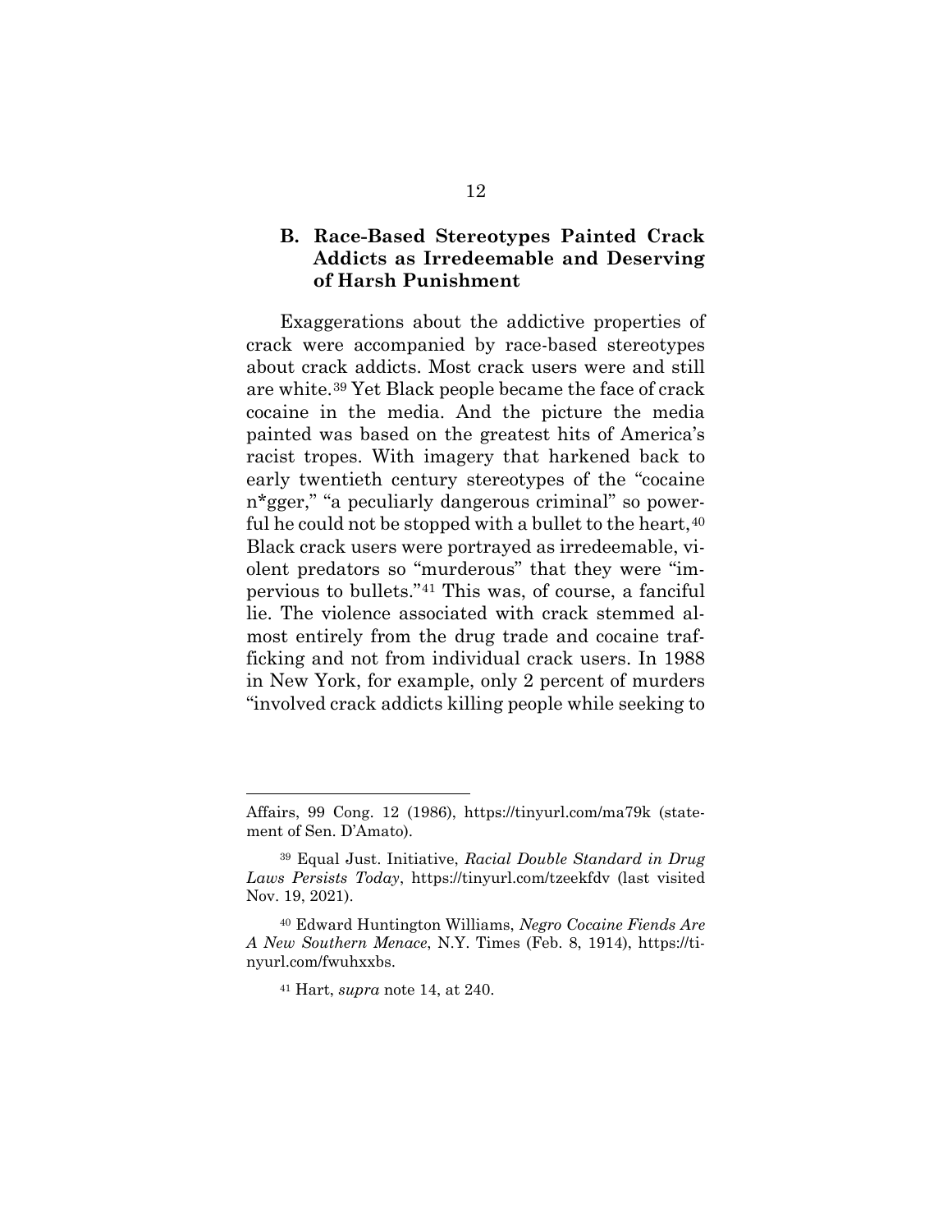### B. Race-Based Stereotypes Painted Crack Addicts as Irredeemable and Deserving of Harsh Punishment

Exaggerations about the addictive properties of crack were accompanied by race-based stereotypes about crack addicts. Most crack users were and still are white.[39] Yet Black people became the face of crack cocaine in the media. And the picture the media painted was based on the greatest hits of America's racist tropes. With imagery that harkened back to early twentieth century stereotypes of the "cocaine n*gger," "a peculiarly dangerous criminal" so powerful he could not be stopped with a bullet to the heart,[40] Black crack users were portrayed as irredeemable, violent predators so "murderous" that they were "impervious to bullets."[41] This was, of course, a fanciful lie. The violence associated with crack stemmed almost entirely from the drug trade and cocaine trafficking and not from individual crack users. In 1988 in New York, for example, only 2 percent of murders "involved crack addicts killing people while seeking to

---

Affairs, 99 Cong. 12 (1986), https://tinyurl.com/ma79k (statement of Sen. D'Amato).

[39] Equal Just. Initiative, *Racial Double Standard in Drug Laws Persists Today*, https://tinyurl.com/tzeekfdv (last visited Nov. 19, 2021).

[40] Edward Huntington Williams, *Negro Cocaine Fiends Are A New Southern Menace*, N.Y. Times (Feb. 8, 1914), https://tinyurl.com/fwuhxxbs.

[41] Hart, *supra* note 14, at 240.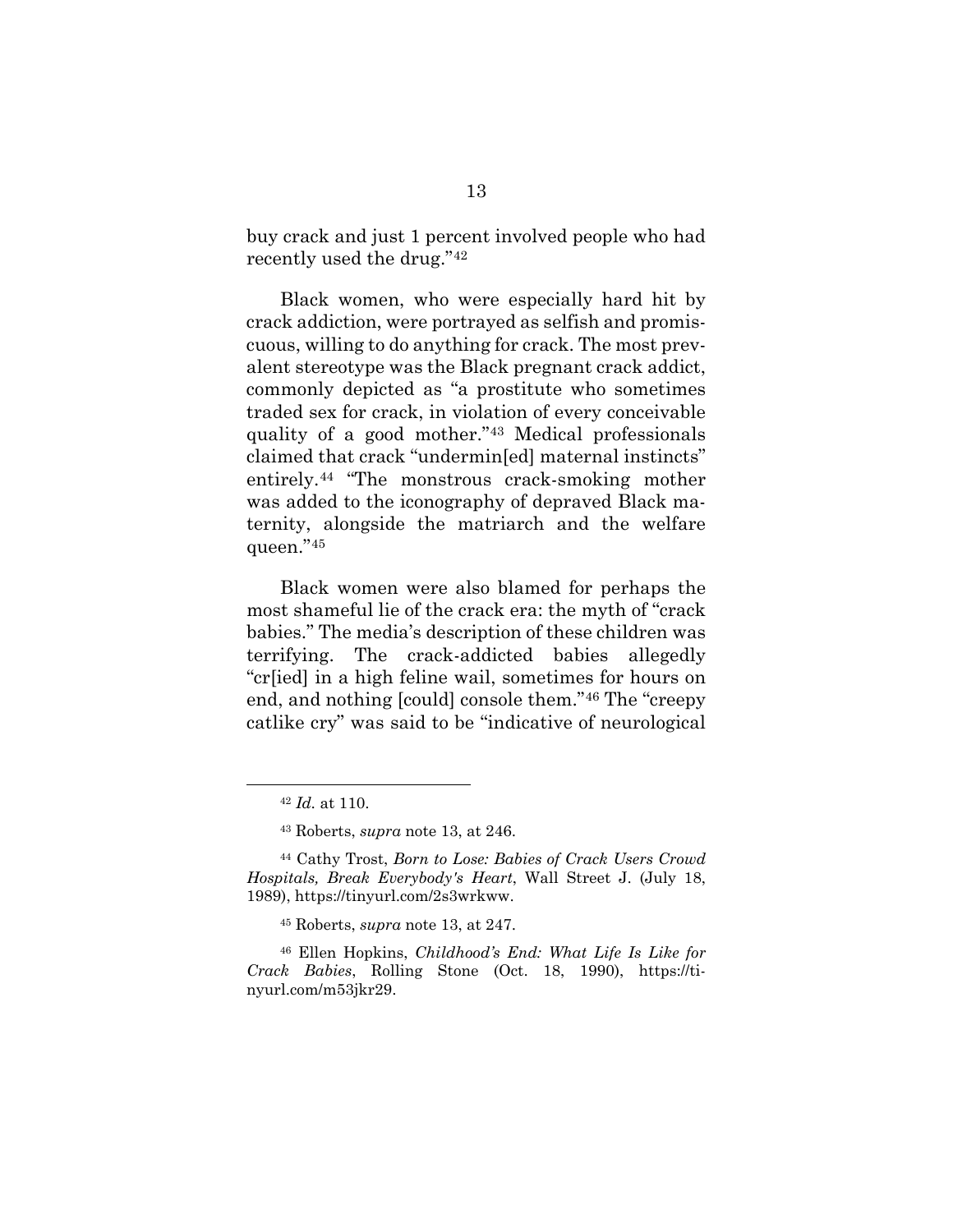buy crack and just 1 percent involved people who had recently used the drug."[42]

Black women, who were especially hard hit by crack addiction, were portrayed as selfish and promiscuous, willing to do anything for crack. The most prevalent stereotype was the Black pregnant crack addict, commonly depicted as "a prostitute who sometimes traded sex for crack, in violation of every conceivable quality of a good mother."[43] Medical professionals claimed that crack "undermin[ed] maternal instincts" entirely.[44] "The monstrous crack-smoking mother was added to the iconography of depraved Black maternity, alongside the matriarch and the welfare queen."[45]

Black women were also blamed for perhaps the most shameful lie of the crack era: the myth of "crack babies." The media's description of these children was terrifying. The crack-addicted babies allegedly "cr[ied] in a high feline wail, sometimes for hours on end, and nothing [could] console them."[46] The "creepy catlike cry" was said to be "indicative of neurological

---

[42] *Id.* at 110.

[43] Roberts, *supra* note 13, at 246.

[44] Cathy Trost, *Born to Lose: Babies of Crack Users Crowd Hospitals, Break Everybody's Heart*, Wall Street J. (July 18, 1989), https://tinyurl.com/2s3wrkww.

[45] Roberts, *supra* note 13, at 247.

[46] Ellen Hopkins, *Childhood's End: What Life Is Like for Crack Babies*, Rolling Stone (Oct. 18, 1990), https://tinyurl.com/m53jkr29.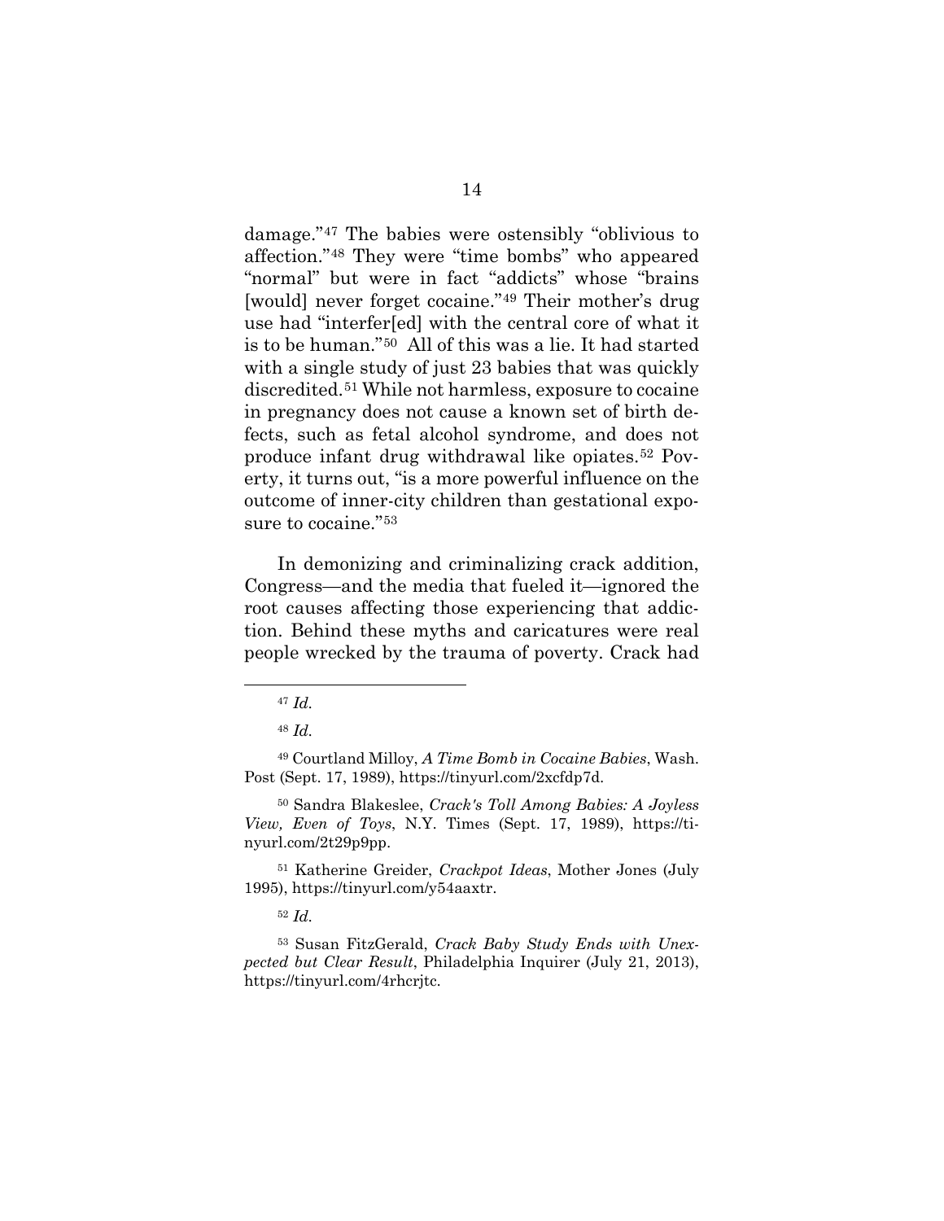damage."[47] The babies were ostensibly "oblivious to affection."[48] They were "time bombs" who appeared "normal" but were in fact "addicts" whose "brains [would] never forget cocaine."[49] Their mother's drug use had "interfer[ed] with the central core of what it is to be human."[50] All of this was a lie. It had started with a single study of just 23 babies that was quickly discredited.[51] While not harmless, exposure to cocaine in pregnancy does not cause a known set of birth defects, such as fetal alcohol syndrome, and does not produce infant drug withdrawal like opiates.[52] Poverty, it turns out, "is a more powerful influence on the outcome of inner-city children than gestational exposure to cocaine."[53]

In demonizing and criminalizing crack addition, Congress—and the media that fueled it—ignored the root causes affecting those experiencing that addiction. Behind these myths and caricatures were real people wrecked by the trauma of poverty. Crack had

---

[47] *Id.*

[48] *Id.*

[49] Courtland Milloy, *A Time Bomb in Cocaine Babies*, Wash. Post (Sept. 17, 1989), https://tinyurl.com/2xcfdp7d.

[50] Sandra Blakeslee, *Crack's Toll Among Babies: A Joyless View, Even of Toys*, N.Y. Times (Sept. 17, 1989), https://tinyurl.com/2t29p9pp.

[51] Katherine Greider, *Crackpot Ideas*, Mother Jones (July 1995), https://tinyurl.com/y54aaxtr.

[52] *Id.*

[53] Susan FitzGerald, *Crack Baby Study Ends with Unexpected but Clear Result*, Philadelphia Inquirer (July 21, 2013), https://tinyurl.com/4rhcrjtc.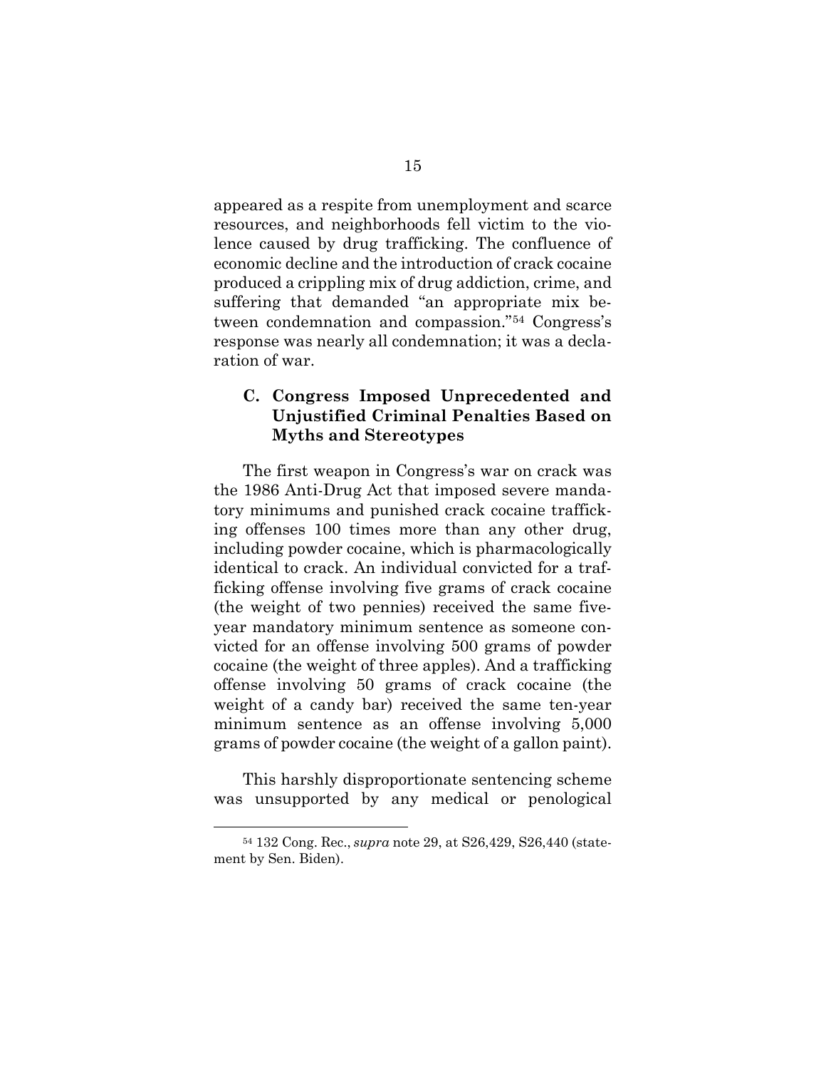appeared as a respite from unemployment and scarce resources, and neighborhoods fell victim to the violence caused by drug trafficking. The confluence of economic decline and the introduction of crack cocaine produced a crippling mix of drug addiction, crime, and suffering that demanded "an appropriate mix between condemnation and compassion."[54] Congress's response was nearly all condemnation; it was a declaration of war.

### C. Congress Imposed Unprecedented and Unjustified Criminal Penalties Based on Myths and Stereotypes

The first weapon in Congress's war on crack was the 1986 Anti-Drug Act that imposed severe mandatory minimums and punished crack cocaine trafficking offenses 100 times more than any other drug, including powder cocaine, which is pharmacologically identical to crack. An individual convicted for a trafficking offense involving five grams of crack cocaine (the weight of two pennies) received the same five-year mandatory minimum sentence as someone convicted for an offense involving 500 grams of powder cocaine (the weight of three apples). And a trafficking offense involving 50 grams of crack cocaine (the weight of a candy bar) received the same ten-year minimum sentence as an offense involving 5,000 grams of powder cocaine (the weight of a gallon paint).

This harshly disproportionate sentencing scheme was unsupported by any medical or penological

---

[54] 132 Cong. Rec., *supra* note 29, at S26,429, S26,440 (statement by Sen. Biden).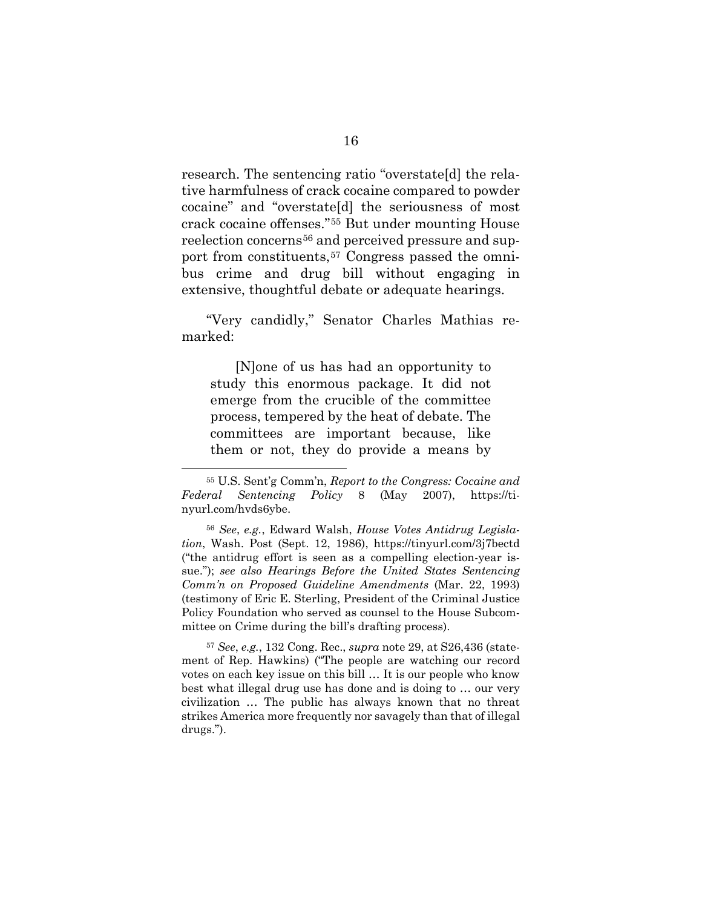research. The sentencing ratio "overstate[d] the relative harmfulness of crack cocaine compared to powder cocaine" and "overstate[d] the seriousness of most crack cocaine offenses."[55] But under mounting House reelection concerns[56] and perceived pressure and support from constituents,[57] Congress passed the omnibus crime and drug bill without engaging in extensive, thoughtful debate or adequate hearings.

"Very candidly," Senator Charles Mathias remarked:

> [N]one of us has had an opportunity to study this enormous package. It did not emerge from the crucible of the committee process, tempered by the heat of debate. The committees are important because, like them or not, they do provide a means by

---

[55] U.S. Sent'g Comm'n, *Report to the Congress: Cocaine and Federal Sentencing Policy* 8 (May 2007), https://tinyurl.com/hvds6ybe.

[56] *See*, *e.g.*, Edward Walsh, *House Votes Antidrug Legislation*, Wash. Post (Sept. 12, 1986), https://tinyurl.com/3j7bectd ("the antidrug effort is seen as a compelling election-year issue."); *see also Hearings Before the United States Sentencing Comm'n on Proposed Guideline Amendments* (Mar. 22, 1993) (testimony of Eric E. Sterling, President of the Criminal Justice Policy Foundation who served as counsel to the House Subcommittee on Crime during the bill's drafting process).

[57] *See*, *e.g.*, 132 Cong. Rec., *supra* note 29, at S26,436 (statement of Rep. Hawkins) ("The people are watching our record votes on each key issue on this bill … It is our people who know best what illegal drug use has done and is doing to … our very civilization … The public has always known that no threat strikes America more frequently nor savagely than that of illegal drugs.").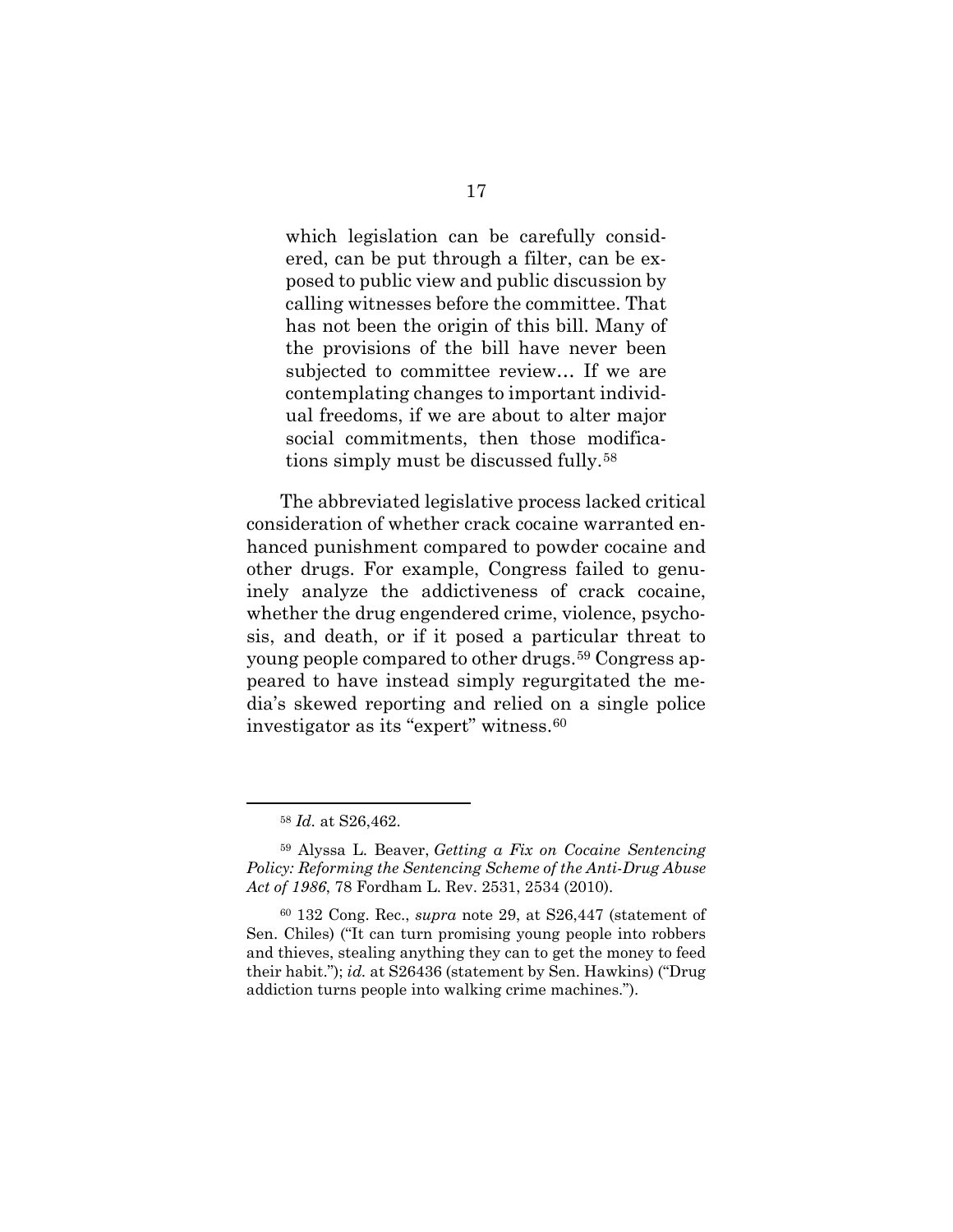> which legislation can be carefully considered, can be put through a filter, can be exposed to public view and public discussion by calling witnesses before the committee. That has not been the origin of this bill. Many of the provisions of the bill have never been subjected to committee review… If we are contemplating changes to important individual freedoms, if we are about to alter major social commitments, then those modifications simply must be discussed fully.[58]

The abbreviated legislative process lacked critical consideration of whether crack cocaine warranted enhanced punishment compared to powder cocaine and other drugs. For example, Congress failed to genuinely analyze the addictiveness of crack cocaine, whether the drug engendered crime, violence, psychosis, and death, or if it posed a particular threat to young people compared to other drugs.[59] Congress appeared to have instead simply regurgitated the media's skewed reporting and relied on a single police investigator as its "expert" witness.[60]

---

[58] *Id.* at S26,462.

[59] Alyssa L. Beaver, *Getting a Fix on Cocaine Sentencing Policy: Reforming the Sentencing Scheme of the Anti-Drug Abuse Act of 1986*, 78 Fordham L. Rev. 2531, 2534 (2010).

[60] 132 Cong. Rec., *supra* note 29, at S26,447 (statement of Sen. Chiles) ("It can turn promising young people into robbers and thieves, stealing anything they can to get the money to feed their habit."); *id.* at S26436 (statement by Sen. Hawkins) ("Drug addiction turns people into walking crime machines.").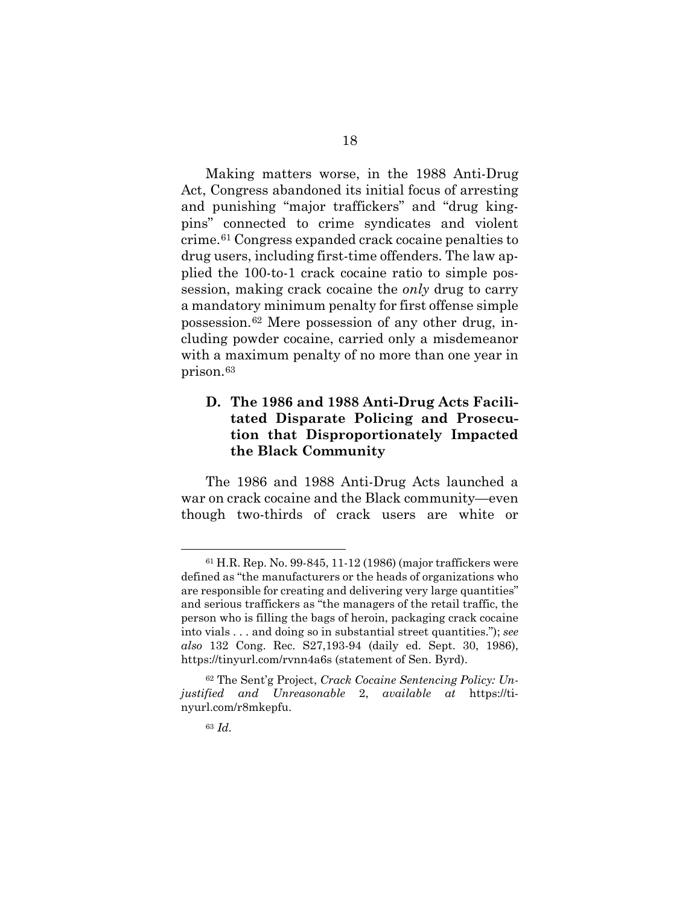Making matters worse, in the 1988 Anti-Drug Act, Congress abandoned its initial focus of arresting and punishing "major traffickers" and "drug kingpins" connected to crime syndicates and violent crime.[61] Congress expanded crack cocaine penalties to drug users, including first-time offenders. The law applied the 100-to-1 crack cocaine ratio to simple possession, making crack cocaine the *only* drug to carry a mandatory minimum penalty for first offense simple possession.[62] Mere possession of any other drug, including powder cocaine, carried only a misdemeanor with a maximum penalty of no more than one year in prison.[63]

### D. The 1986 and 1988 Anti-Drug Acts Facilitated Disparate Policing and Prosecution that Disproportionately Impacted the Black Community

The 1986 and 1988 Anti-Drug Acts launched a war on crack cocaine and the Black community—even though two-thirds of crack users are white or

---

[61] H.R. Rep. No. 99-845, 11-12 (1986) (major traffickers were defined as "the manufacturers or the heads of organizations who are responsible for creating and delivering very large quantities" and serious traffickers as "the managers of the retail traffic, the person who is filling the bags of heroin, packaging crack cocaine into vials . . . and doing so in substantial street quantities."); *see also* 132 Cong. Rec. S27,193-94 (daily ed. Sept. 30, 1986), https://tinyurl.com/rvnn4a6s (statement of Sen. Byrd).

[62] The Sent'g Project, *Crack Cocaine Sentencing Policy: Unjustified and Unreasonable* 2, *available at* https://tinyurl.com/r8mkepfu.

[63] *Id.*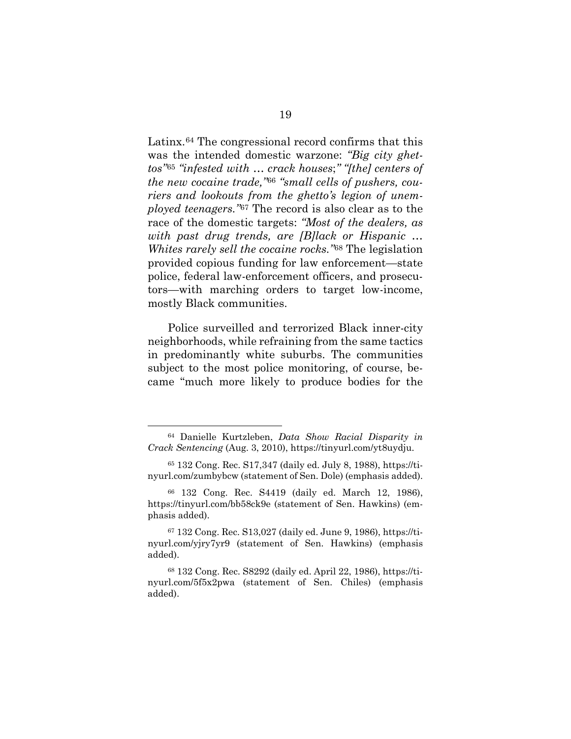Latinx.[64] The congressional record confirms that this was the intended domestic warzone: *"Big city ghettos"*[65] *"infested with … crack houses;" "[the] centers of the new cocaine trade,"*[66] *"small cells of pushers, couriers and lookouts from the ghetto's legion of unemployed teenagers."*[67] The record is also clear as to the race of the domestic targets: *"Most of the dealers, as with past drug trends, are [B]lack or Hispanic … Whites rarely sell the cocaine rocks."*[68] The legislation provided copious funding for law enforcement—state police, federal law-enforcement officers, and prosecutors—with marching orders to target low-income, mostly Black communities.

Police surveilled and terrorized Black inner-city neighborhoods, while refraining from the same tactics in predominantly white suburbs. The communities subject to the most police monitoring, of course, became "much more likely to produce bodies for the

---

[64] Danielle Kurtzleben, *Data Show Racial Disparity in Crack Sentencing* (Aug. 3, 2010), https://tinyurl.com/yt8uydju.

[65] 132 Cong. Rec. S17,347 (daily ed. July 8, 1988), https://tinyurl.com/zumbybcw (statement of Sen. Dole) (emphasis added).

[66] 132 Cong. Rec. S4419 (daily ed. March 12, 1986), https://tinyurl.com/bb58ck9e (statement of Sen. Hawkins) (emphasis added).

[67] 132 Cong. Rec. S13,027 (daily ed. June 9, 1986), https://tinyurl.com/yjry7yr9 (statement of Sen. Hawkins) (emphasis added).

[68] 132 Cong. Rec. S8292 (daily ed. April 22, 1986), https://tinyurl.com/5f5x2pwa (statement of Sen. Chiles) (emphasis added).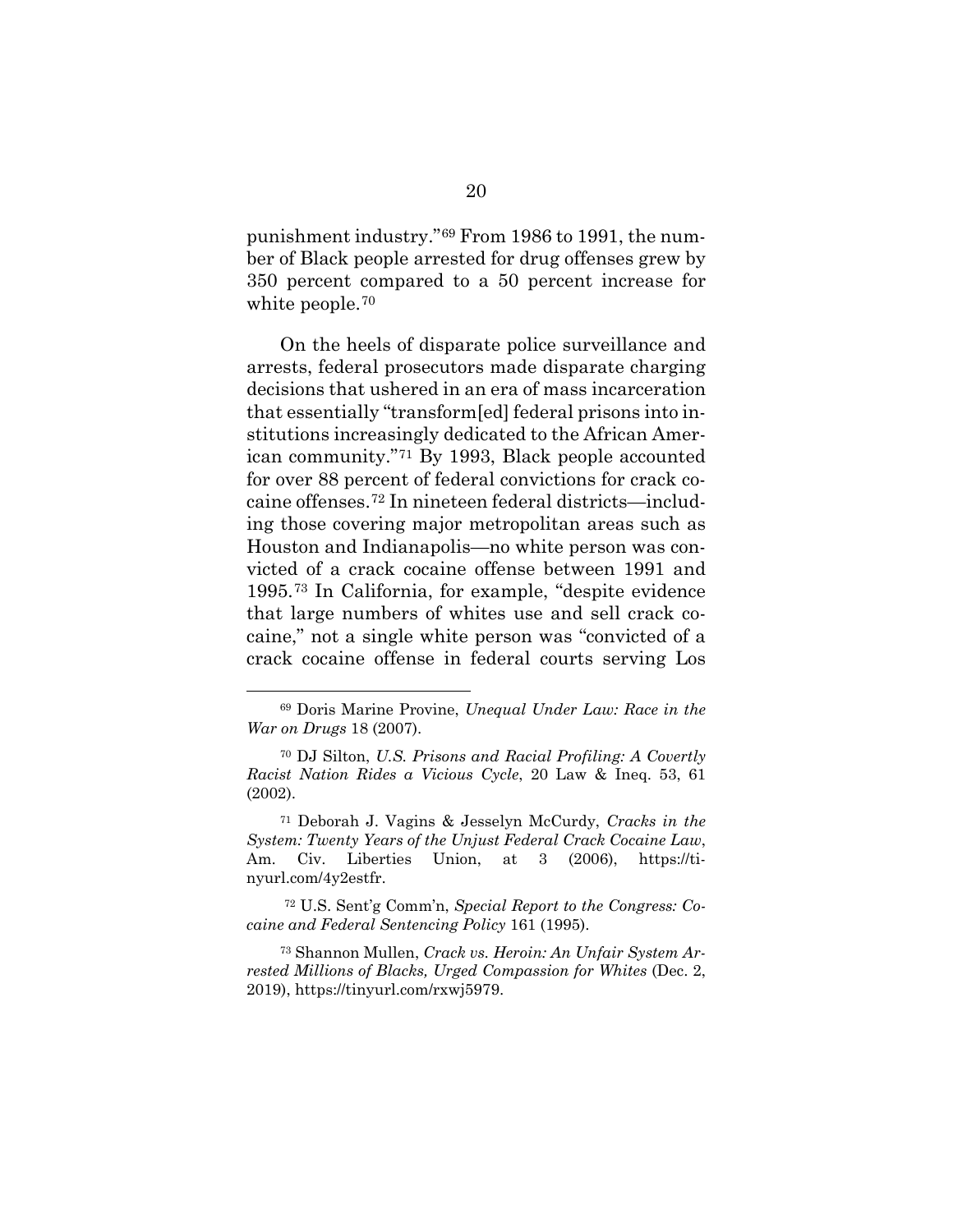punishment industry."[69] From 1986 to 1991, the number of Black people arrested for drug offenses grew by 350 percent compared to a 50 percent increase for white people.[70]

On the heels of disparate police surveillance and arrests, federal prosecutors made disparate charging decisions that ushered in an era of mass incarceration that essentially "transform[ed] federal prisons into institutions increasingly dedicated to the African American community."[71] By 1993, Black people accounted for over 88 percent of federal convictions for crack cocaine offenses.[72] In nineteen federal districts—including those covering major metropolitan areas such as Houston and Indianapolis—no white person was convicted of a crack cocaine offense between 1991 and 1995.[73] In California, for example, "despite evidence that large numbers of whites use and sell crack cocaine," not a single white person was "convicted of a crack cocaine offense in federal courts serving Los

---

[69] Doris Marine Provine, *Unequal Under Law: Race in the War on Drugs* 18 (2007).

[70] DJ Silton, *U.S. Prisons and Racial Profiling: A Covertly Racist Nation Rides a Vicious Cycle*, 20 Law & Ineq. 53, 61 (2002).

[71] Deborah J. Vagins & Jesselyn McCurdy, *Cracks in the System: Twenty Years of the Unjust Federal Crack Cocaine Law*, Am. Civ. Liberties Union, at 3 (2006), https://tinyurl.com/4y2estfr.

[72] U.S. Sent'g Comm'n, *Special Report to the Congress: Cocaine and Federal Sentencing Policy* 161 (1995).

[73] Shannon Mullen, *Crack vs. Heroin: An Unfair System Arrested Millions of Blacks, Urged Compassion for Whites* (Dec. 2, 2019), https://tinyurl.com/rxwj5979.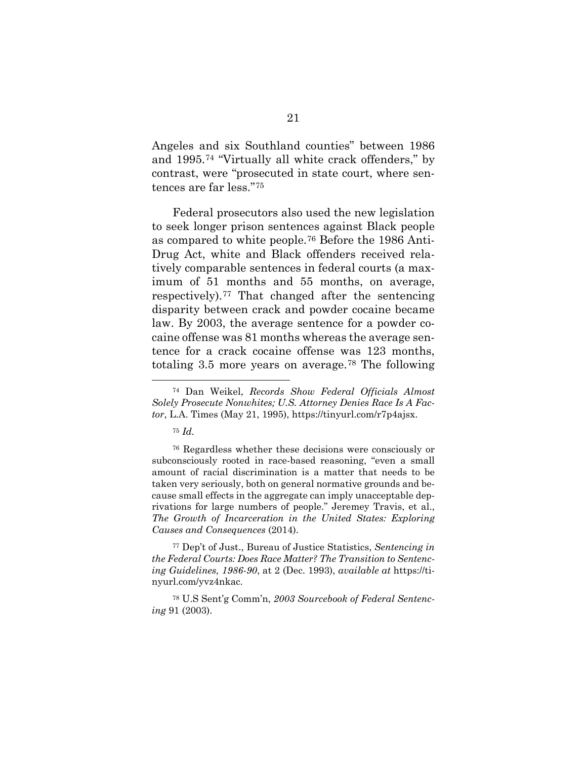Angeles and six Southland counties" between 1986 and 1995.[74] "Virtually all white crack offenders," by contrast, were "prosecuted in state court, where sentences are far less."[75]

Federal prosecutors also used the new legislation to seek longer prison sentences against Black people as compared to white people.[76] Before the 1986 Anti-Drug Act, white and Black offenders received relatively comparable sentences in federal courts (a maximum of 51 months and 55 months, on average, respectively).[77] That changed after the sentencing disparity between crack and powder cocaine became law. By 2003, the average sentence for a powder cocaine offense was 81 months whereas the average sentence for a crack cocaine offense was 123 months, totaling 3.5 more years on average.[78] The following

---

[74] Dan Weikel, *Records Show Federal Officials Almost Solely Prosecute Nonwhites; U.S. Attorney Denies Race Is A Factor*, L.A. Times (May 21, 1995), https://tinyurl.com/r7p4ajsx.

[75] *Id.*

[76] Regardless whether these decisions were consciously or subconsciously rooted in race-based reasoning, "even a small amount of racial discrimination is a matter that needs to be taken very seriously, both on general normative grounds and because small effects in the aggregate can imply unacceptable deprivations for large numbers of people." Jeremey Travis, et al., *The Growth of Incarceration in the United States: Exploring Causes and Consequences* (2014).

[77] Dep't of Just., Bureau of Justice Statistics, *Sentencing in the Federal Courts: Does Race Matter? The Transition to Sentencing Guidelines, 1986-90*, at 2 (Dec. 1993), *available at* https://tinyurl.com/yvz4nkac.

[78] U.S Sent'g Comm'n, *2003 Sourcebook of Federal Sentencing* 91 (2003).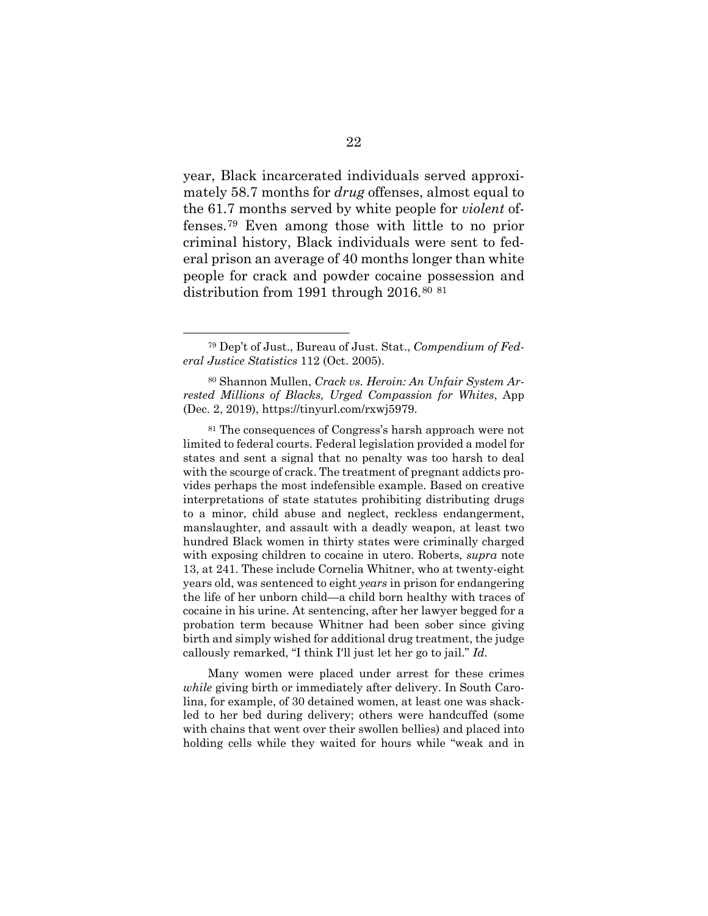year, Black incarcerated individuals served approximately 58.7 months for *drug* offenses, almost equal to the 61.7 months served by white people for *violent* offenses.[79] Even among those with little to no prior criminal history, Black individuals were sent to federal prison an average of 40 months longer than white people for crack and powder cocaine possession and distribution from 1991 through 2016.[80] [81]

---

[79] Dep't of Just., Bureau of Just. Stat., *Compendium of Federal Justice Statistics* 112 (Oct. 2005).

[80] Shannon Mullen, *Crack vs. Heroin: An Unfair System Arrested Millions of Blacks, Urged Compassion for Whites*, App (Dec. 2, 2019), https://tinyurl.com/rxwj5979.

[81] The consequences of Congress's harsh approach were not limited to federal courts. Federal legislation provided a model for states and sent a signal that no penalty was too harsh to deal with the scourge of crack. The treatment of pregnant addicts provides perhaps the most indefensible example. Based on creative interpretations of state statutes prohibiting distributing drugs to a minor, child abuse and neglect, reckless endangerment, manslaughter, and assault with a deadly weapon, at least two hundred Black women in thirty states were criminally charged with exposing children to cocaine in utero. Roberts, *supra* note 13, at 241. These include Cornelia Whitner, who at twenty-eight years old, was sentenced to eight *years* in prison for endangering the life of her unborn child—a child born healthy with traces of cocaine in his urine. At sentencing, after her lawyer begged for a probation term because Whitner had been sober since giving birth and simply wished for additional drug treatment, the judge callously remarked, "I think I'll just let her go to jail." *Id*.

Many women were placed under arrest for these crimes *while* giving birth or immediately after delivery. In South Carolina, for example, of 30 detained women, at least one was shackled to her bed during delivery; others were handcuffed (some with chains that went over their swollen bellies) and placed into holding cells while they waited for hours while "weak and in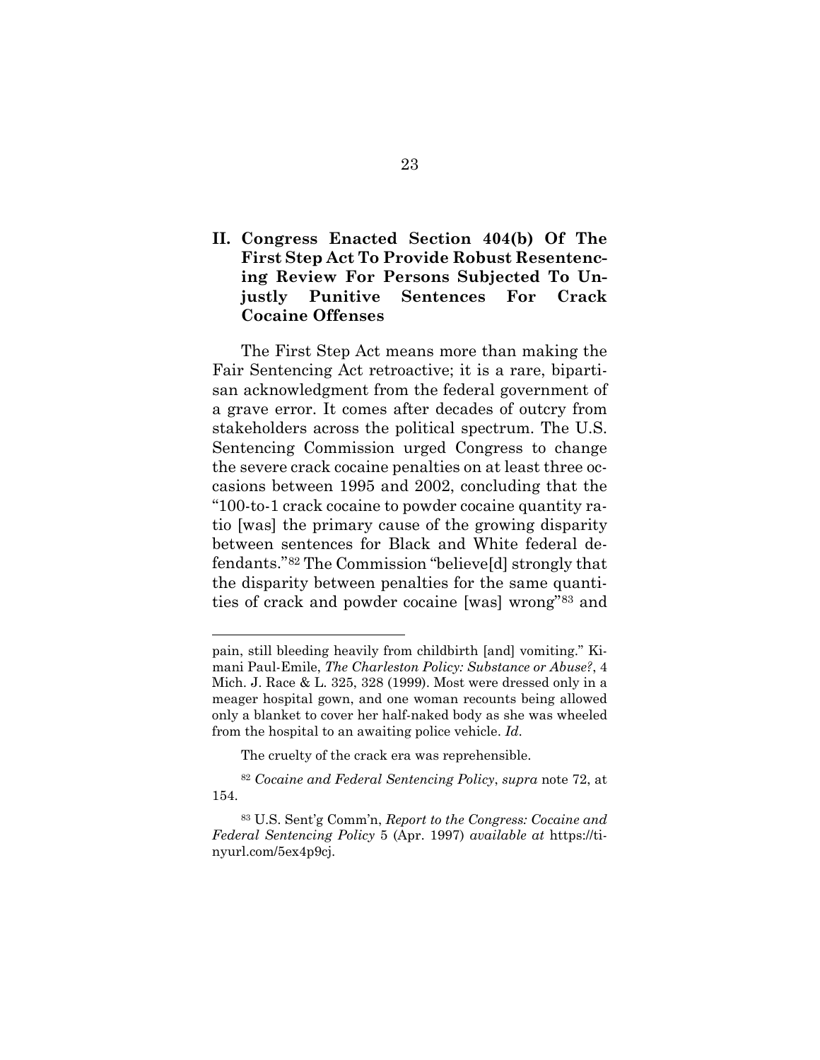## II. Congress Enacted Section 404(b) Of The First Step Act To Provide Robust Resentencing Review For Persons Subjected To Unjustly Punitive Sentences For Crack Cocaine Offenses

The First Step Act means more than making the Fair Sentencing Act retroactive; it is a rare, bipartisan acknowledgment from the federal government of a grave error. It comes after decades of outcry from stakeholders across the political spectrum. The U.S. Sentencing Commission urged Congress to change the severe crack cocaine penalties on at least three occasions between 1995 and 2002, concluding that the "100-to-1 crack cocaine to powder cocaine quantity ratio [was] the primary cause of the growing disparity between sentences for Black and White federal defendants."[82] The Commission "believe[d] strongly that the disparity between penalties for the same quantities of crack and powder cocaine [was] wrong"[83] and

---

pain, still bleeding heavily from childbirth [and] vomiting." Kimani Paul-Emile, *The Charleston Policy: Substance or Abuse?*, 4 Mich. J. Race & L. 325, 328 (1999). Most were dressed only in a meager hospital gown, and one woman recounts being allowed only a blanket to cover her half-naked body as she was wheeled from the hospital to an awaiting police vehicle. *Id*.

The cruelty of the crack era was reprehensible.

[82] *Cocaine and Federal Sentencing Policy*, *supra* note 72, at 154.

[83] U.S. Sent'g Comm'n, *Report to the Congress: Cocaine and Federal Sentencing Policy* 5 (Apr. 1997) *available at* https://tinyurl.com/5ex4p9cj.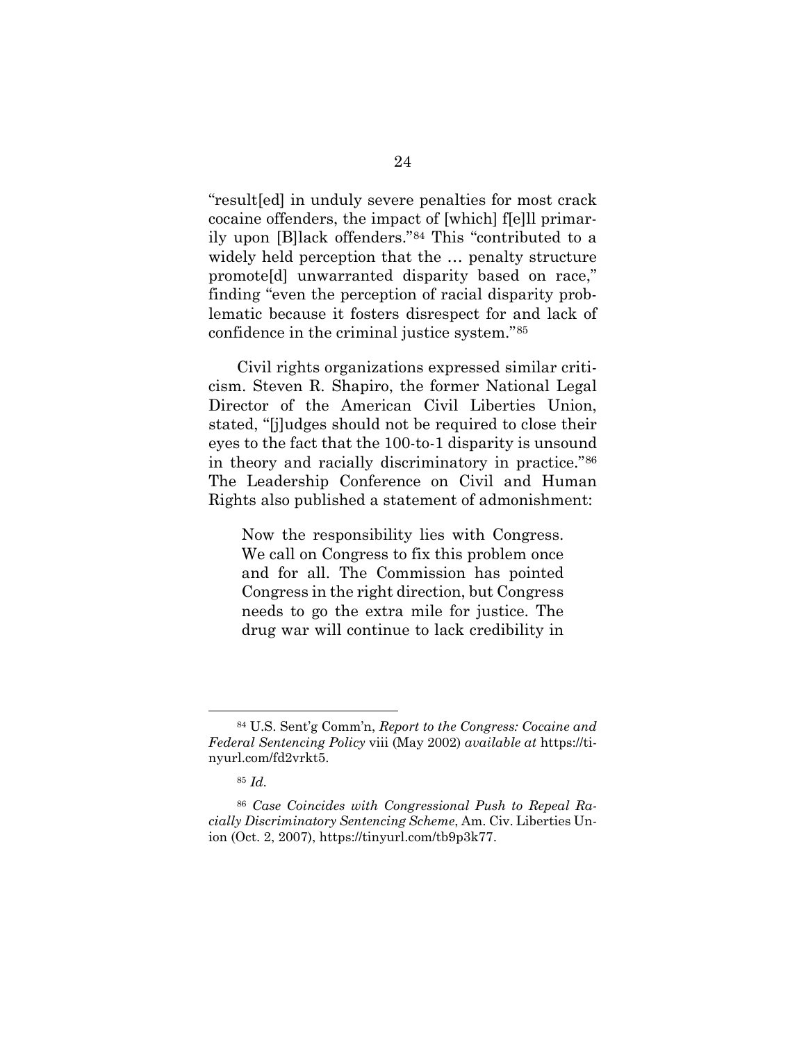"result[ed] in unduly severe penalties for most crack cocaine offenders, the impact of [which] f[e]ll primarily upon [B]lack offenders."[84] This "contributed to a widely held perception that the … penalty structure promote[d] unwarranted disparity based on race," finding "even the perception of racial disparity problematic because it fosters disrespect for and lack of confidence in the criminal justice system."[85]

Civil rights organizations expressed similar criticism. Steven R. Shapiro, the former National Legal Director of the American Civil Liberties Union, stated, "[j]udges should not be required to close their eyes to the fact that the 100-to-1 disparity is unsound in theory and racially discriminatory in practice."[86] The Leadership Conference on Civil and Human Rights also published a statement of admonishment:

> Now the responsibility lies with Congress. We call on Congress to fix this problem once and for all. The Commission has pointed Congress in the right direction, but Congress needs to go the extra mile for justice. The drug war will continue to lack credibility in

---

[84] U.S. Sent'g Comm'n, *Report to the Congress: Cocaine and Federal Sentencing Policy* viii (May 2002) *available at* https://tinyurl.com/fd2vrkt5.

[85] *Id.*

[86] *Case Coincides with Congressional Push to Repeal Racially Discriminatory Sentencing Scheme*, Am. Civ. Liberties Union (Oct. 2, 2007), https://tinyurl.com/tb9p3k77.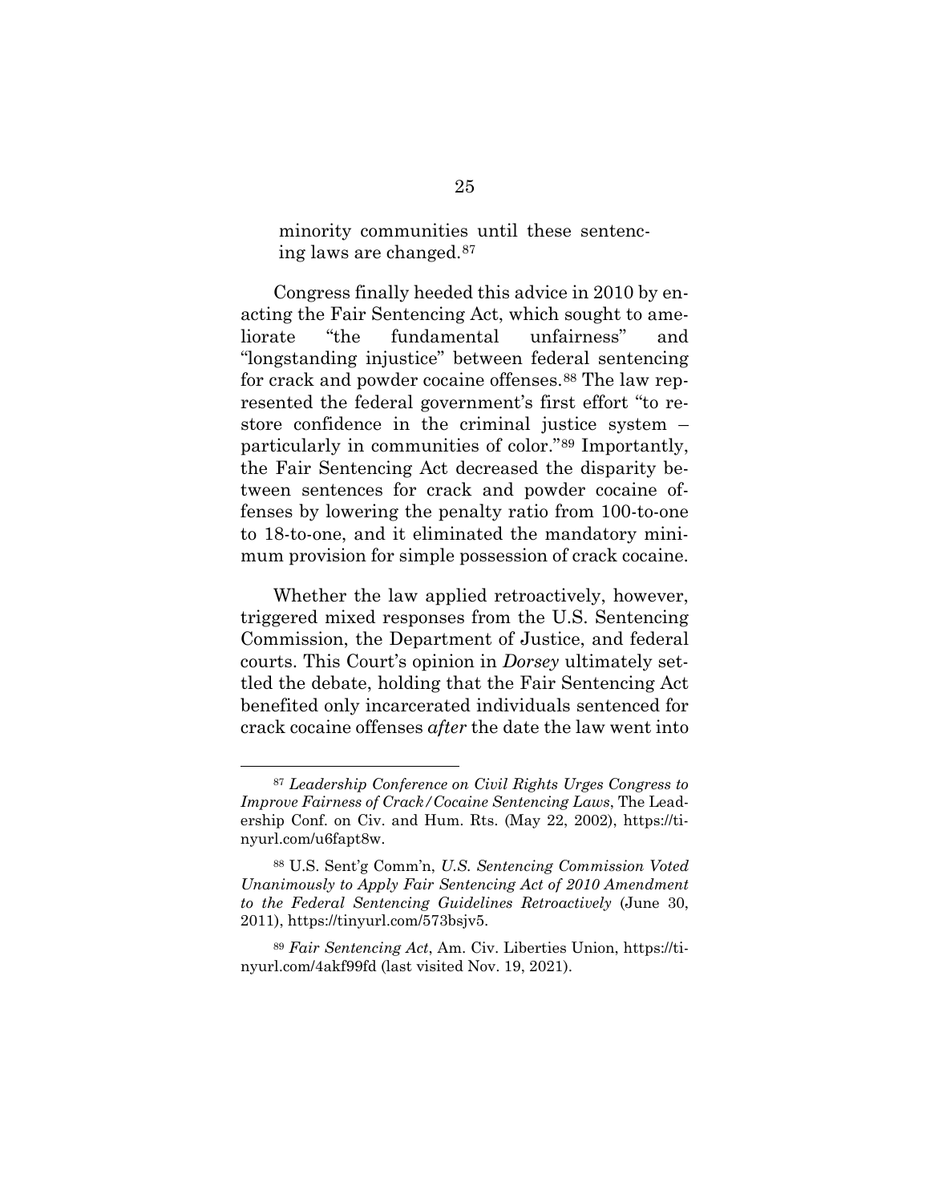> minority communities until these sentencing laws are changed.[87]

Congress finally heeded this advice in 2010 by enacting the Fair Sentencing Act, which sought to ameliorate "the fundamental unfairness" and "longstanding injustice" between federal sentencing for crack and powder cocaine offenses.[88] The law represented the federal government's first effort "to restore confidence in the criminal justice system – particularly in communities of color."[89] Importantly, the Fair Sentencing Act decreased the disparity between sentences for crack and powder cocaine offenses by lowering the penalty ratio from 100-to-one to 18-to-one, and it eliminated the mandatory minimum provision for simple possession of crack cocaine.

Whether the law applied retroactively, however, triggered mixed responses from the U.S. Sentencing Commission, the Department of Justice, and federal courts. This Court's opinion in *Dorsey* ultimately settled the debate, holding that the Fair Sentencing Act benefited only incarcerated individuals sentenced for crack cocaine offenses *after* the date the law went into

---

[87] *Leadership Conference on Civil Rights Urges Congress to Improve Fairness of Crack/Cocaine Sentencing Laws*, The Leadership Conf. on Civ. and Hum. Rts. (May 22, 2002), https://tinyurl.com/u6fapt8w.

[88] U.S. Sent'g Comm'n, *U.S. Sentencing Commission Voted Unanimously to Apply Fair Sentencing Act of 2010 Amendment to the Federal Sentencing Guidelines Retroactively* (June 30, 2011), https://tinyurl.com/573bsjv5.

[89] *Fair Sentencing Act*, Am. Civ. Liberties Union, https://tinyurl.com/4akf99fd (last visited Nov. 19, 2021).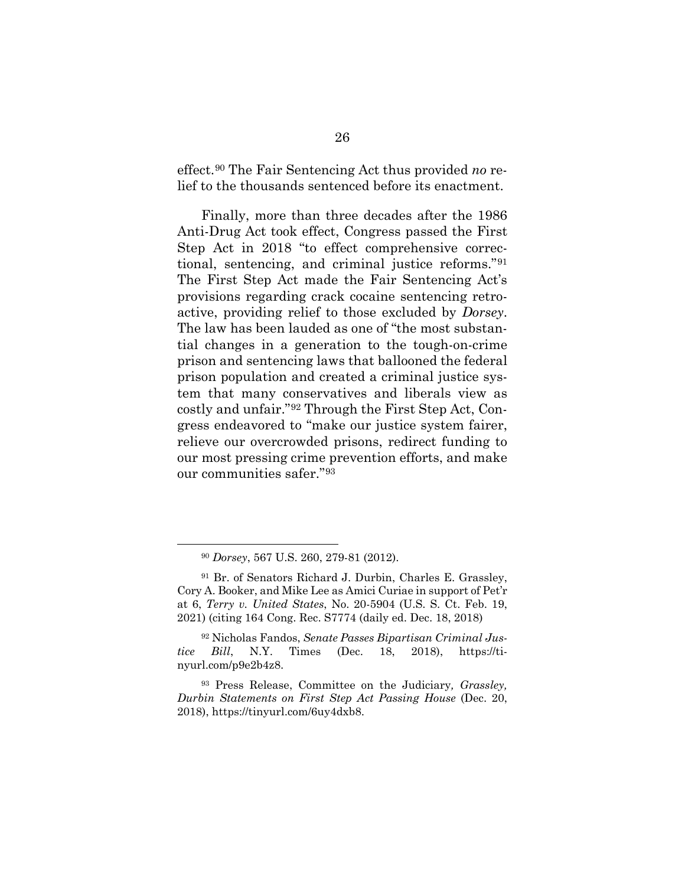effect.[90] The Fair Sentencing Act thus provided *no* relief to the thousands sentenced before its enactment.

Finally, more than three decades after the 1986 Anti-Drug Act took effect, Congress passed the First Step Act in 2018 "to effect comprehensive correctional, sentencing, and criminal justice reforms."[91] The First Step Act made the Fair Sentencing Act's provisions regarding crack cocaine sentencing retroactive, providing relief to those excluded by *Dorsey*. The law has been lauded as one of "the most substantial changes in a generation to the tough-on-crime prison and sentencing laws that ballooned the federal prison population and created a criminal justice system that many conservatives and liberals view as costly and unfair."[92] Through the First Step Act, Congress endeavored to "make our justice system fairer, relieve our overcrowded prisons, redirect funding to our most pressing crime prevention efforts, and make our communities safer."[93]

---

[90] *Dorsey*, 567 U.S. 260, 279-81 (2012).

[91] Br. of Senators Richard J. Durbin, Charles E. Grassley, Cory A. Booker, and Mike Lee as Amici Curiae in support of Pet'r at 6, *Terry v. United States*, No. 20-5904 (U.S. S. Ct. Feb. 19, 2021) (citing 164 Cong. Rec. S7774 (daily ed. Dec. 18, 2018)

[92] Nicholas Fandos, *Senate Passes Bipartisan Criminal Justice Bill*, N.Y. Times (Dec. 18, 2018), https://tinyurl.com/p9e2b4z8.

[93] Press Release, Committee on the Judiciary*, Grassley, Durbin Statements on First Step Act Passing House* (Dec. 20, 2018), https://tinyurl.com/6uy4dxb8.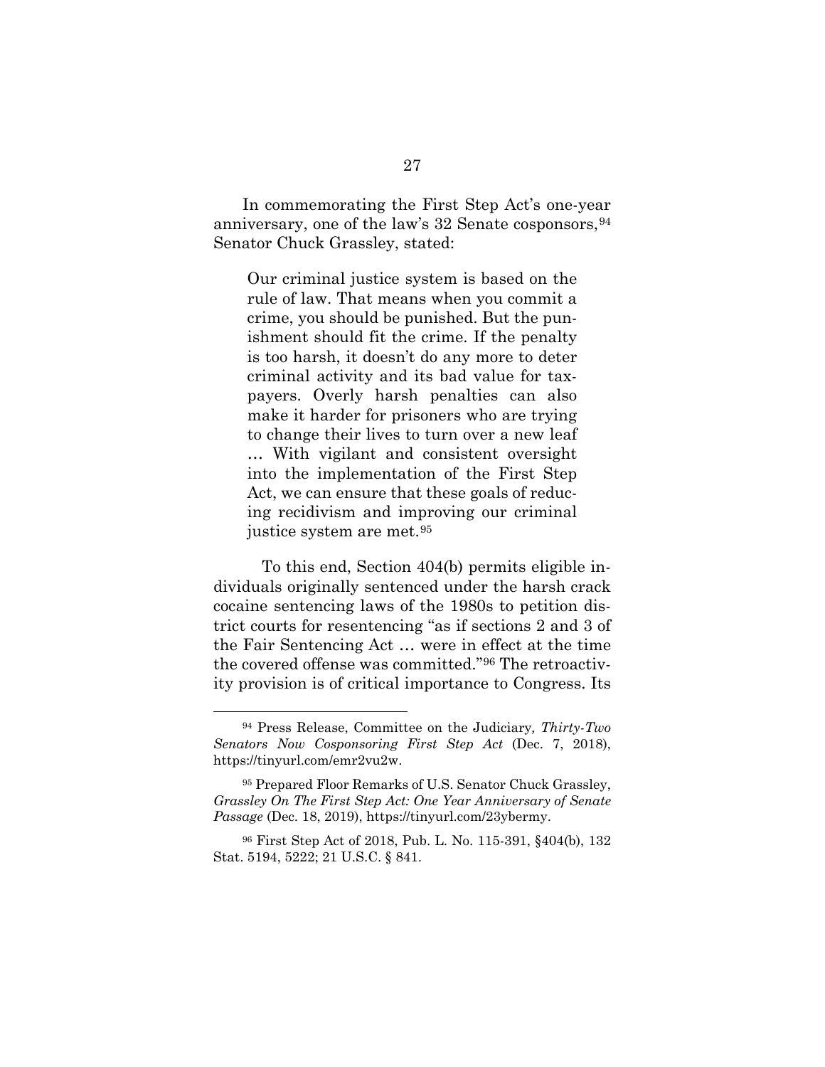In commemorating the First Step Act's one-year anniversary, one of the law's 32 Senate cosponsors,[94] Senator Chuck Grassley, stated:

> Our criminal justice system is based on the rule of law. That means when you commit a crime, you should be punished. But the punishment should fit the crime. If the penalty is too harsh, it doesn't do any more to deter criminal activity and its bad value for taxpayers. Overly harsh penalties can also make it harder for prisoners who are trying to change their lives to turn over a new leaf … With vigilant and consistent oversight into the implementation of the First Step Act, we can ensure that these goals of reducing recidivism and improving our criminal justice system are met.[95]

To this end, Section 404(b) permits eligible individuals originally sentenced under the harsh crack cocaine sentencing laws of the 1980s to petition district courts for resentencing "as if sections 2 and 3 of the Fair Sentencing Act … were in effect at the time the covered offense was committed."[96] The retroactivity provision is of critical importance to Congress. Its

---

[94] Press Release, Committee on the Judiciary, *Thirty-Two Senators Now Cosponsoring First Step Act* (Dec. 7, 2018), https://tinyurl.com/emr2vu2w.

[95] Prepared Floor Remarks of U.S. Senator Chuck Grassley, *Grassley On The First Step Act: One Year Anniversary of Senate Passage* (Dec. 18, 2019), https://tinyurl.com/23ybermy.

[96] First Step Act of 2018, Pub. L. No. 115-391, §404(b), 132 Stat. 5194, 5222; 21 U.S.C. § 841.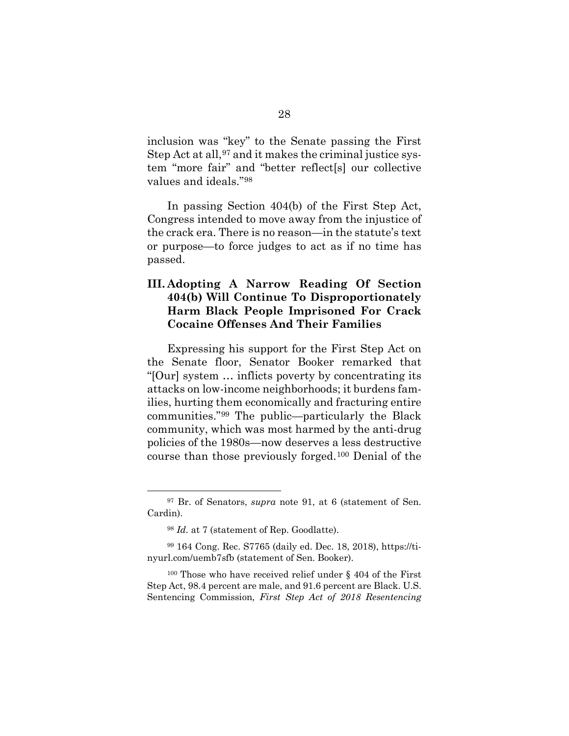inclusion was "key" to the Senate passing the First Step Act at all,[97] and it makes the criminal justice system "more fair" and "better reflect[s] our collective values and ideals."[98]

In passing Section 404(b) of the First Step Act, Congress intended to move away from the injustice of the crack era. There is no reason—in the statute's text or purpose—to force judges to act as if no time has passed.

### III. Adopting A Narrow Reading Of Section 404(b) Will Continue To Disproportionately Harm Black People Imprisoned For Crack Cocaine Offenses And Their Families

Expressing his support for the First Step Act on the Senate floor, Senator Booker remarked that "[Our] system … inflicts poverty by concentrating its attacks on low-income neighborhoods; it burdens families, hurting them economically and fracturing entire communities."[99] The public—particularly the Black community, which was most harmed by the anti-drug policies of the 1980s—now deserves a less destructive course than those previously forged.[100] Denial of the

---

[97] Br. of Senators, *supra* note 91, at 6 (statement of Sen. Cardin).

[98] *Id.* at 7 (statement of Rep. Goodlatte).

[99] 164 Cong. Rec. S7765 (daily ed. Dec. 18, 2018), https://tinyurl.com/uemb7sfb (statement of Sen. Booker).

[100] Those who have received relief under § 404 of the First Step Act, 98.4 percent are male, and 91.6 percent are Black. U.S. Sentencing Commission*, First Step Act of 2018 Resentencing*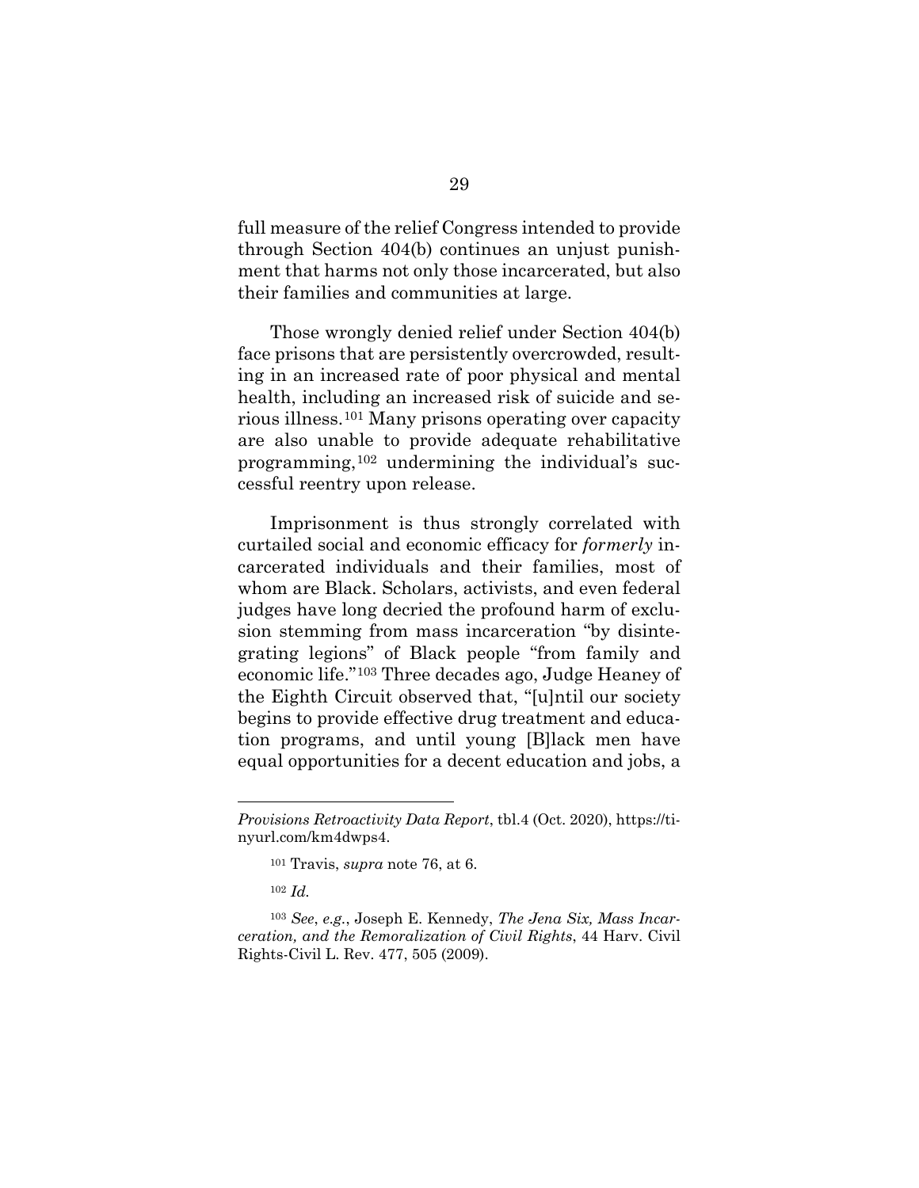full measure of the relief Congress intended to provide through Section 404(b) continues an unjust punishment that harms not only those incarcerated, but also their families and communities at large.

Those wrongly denied relief under Section 404(b) face prisons that are persistently overcrowded, resulting in an increased rate of poor physical and mental health, including an increased risk of suicide and serious illness.[101] Many prisons operating over capacity are also unable to provide adequate rehabilitative programming,[102] undermining the individual's successful reentry upon release.

Imprisonment is thus strongly correlated with curtailed social and economic efficacy for *formerly* incarcerated individuals and their families, most of whom are Black. Scholars, activists, and even federal judges have long decried the profound harm of exclusion stemming from mass incarceration "by disintegrating legions" of Black people "from family and economic life."[103] Three decades ago, Judge Heaney of the Eighth Circuit observed that, "[u]ntil our society begins to provide effective drug treatment and education programs, and until young [B]lack men have equal opportunities for a decent education and jobs, a

---

*Provisions Retroactivity Data Report*, tbl.4 (Oct. 2020), https://tinyurl.com/km4dwps4.

[101] Travis, *supra* note 76, at 6.

[102] *Id.*

[103] *See*, *e.g.*, Joseph E. Kennedy, *The Jena Six, Mass Incarceration, and the Remoralization of Civil Rights*, 44 Harv. Civil Rights-Civil L. Rev. 477, 505 (2009).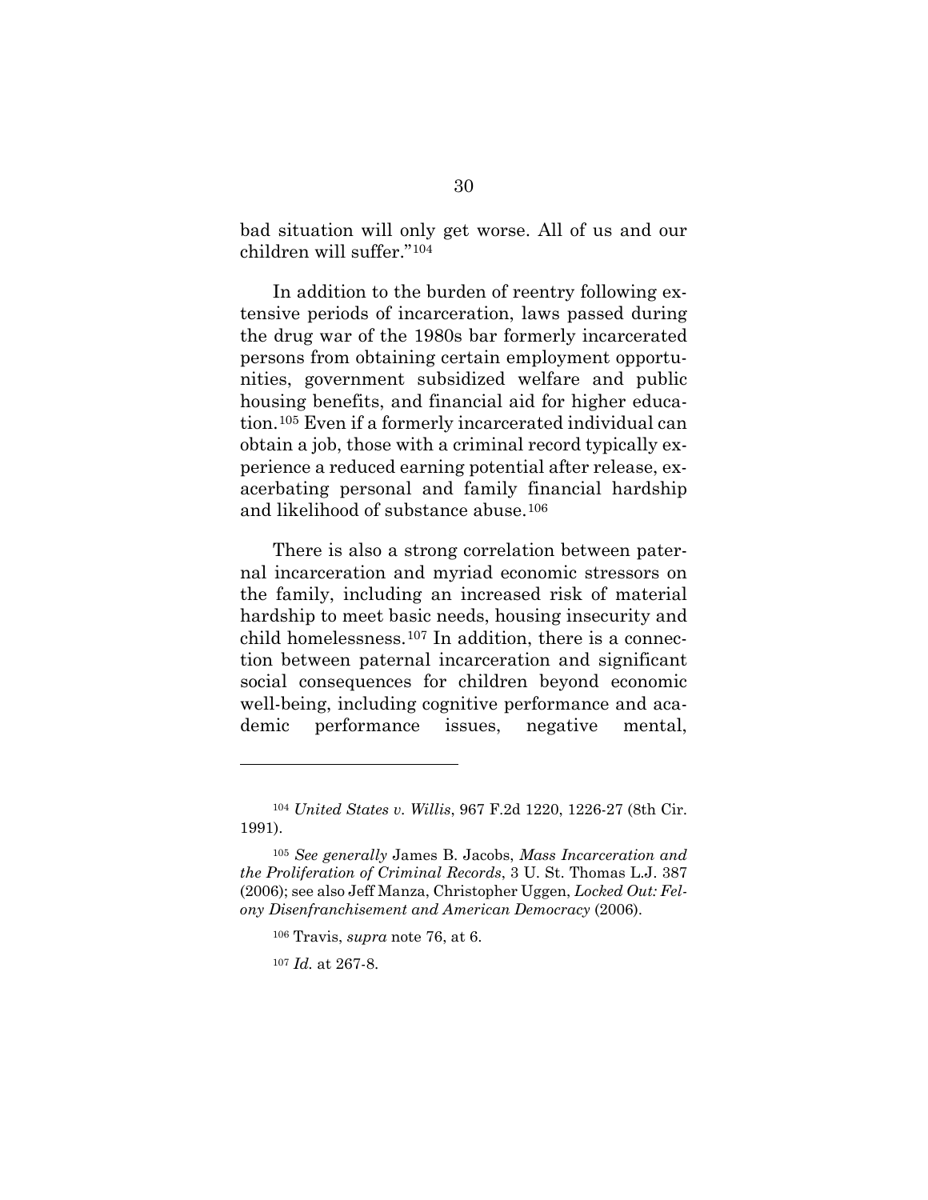bad situation will only get worse. All of us and our children will suffer."[104]

In addition to the burden of reentry following extensive periods of incarceration, laws passed during the drug war of the 1980s bar formerly incarcerated persons from obtaining certain employment opportunities, government subsidized welfare and public housing benefits, and financial aid for higher education.[105] Even if a formerly incarcerated individual can obtain a job, those with a criminal record typically experience a reduced earning potential after release, exacerbating personal and family financial hardship and likelihood of substance abuse.[106]

There is also a strong correlation between paternal incarceration and myriad economic stressors on the family, including an increased risk of material hardship to meet basic needs, housing insecurity and child homelessness.[107] In addition, there is a connection between paternal incarceration and significant social consequences for children beyond economic well-being, including cognitive performance and academic performance issues, negative mental,

---

[104] *United States v. Willis*, 967 F.2d 1220, 1226-27 (8th Cir. 1991).

[105] *See generally* James B. Jacobs, *Mass Incarceration and the Proliferation of Criminal Records*, 3 U. St. Thomas L.J. 387 (2006); see also Jeff Manza, Christopher Uggen, *Locked Out: Felony Disenfranchisement and American Democracy* (2006).

[106] Travis, *supra* note 76, at 6.

[107] *Id.* at 267-8.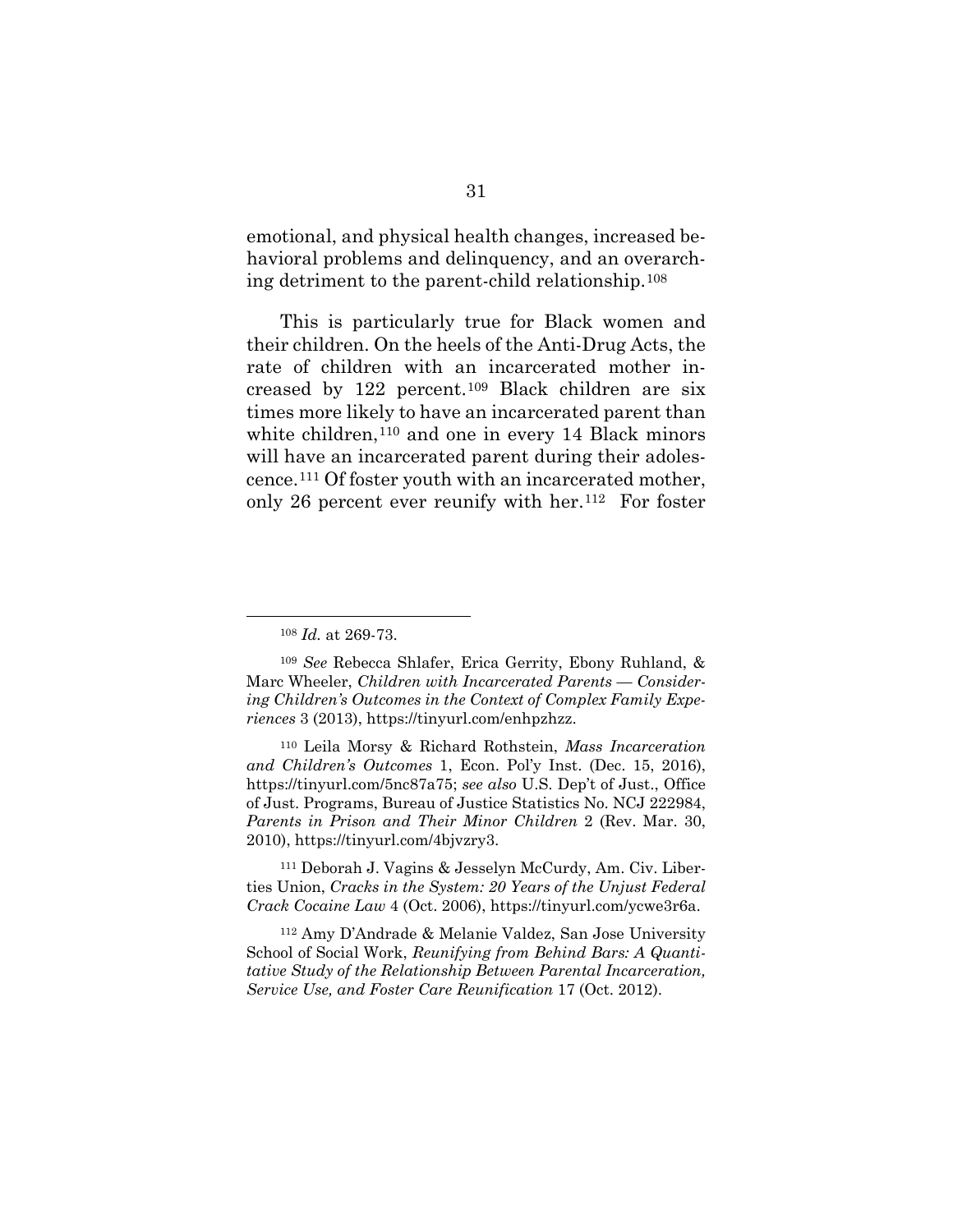emotional, and physical health changes, increased behavioral problems and delinquency, and an overarching detriment to the parent-child relationship.[108]

This is particularly true for Black women and their children. On the heels of the Anti-Drug Acts, the rate of children with an incarcerated mother increased by 122 percent.[109] Black children are six times more likely to have an incarcerated parent than white children,[110] and one in every 14 Black minors will have an incarcerated parent during their adolescence.[111] Of foster youth with an incarcerated mother, only 26 percent ever reunify with her.[112] For foster

---

[108] *Id.* at 269-73.

[109] *See* Rebecca Shlafer, Erica Gerrity, Ebony Ruhland, & Marc Wheeler, *Children with Incarcerated Parents — Considering Children's Outcomes in the Context of Complex Family Experiences* 3 (2013), https://tinyurl.com/enhpzhzz.

[110] Leila Morsy & Richard Rothstein, *Mass Incarceration and Children's Outcomes* 1, Econ. Pol'y Inst. (Dec. 15, 2016), https://tinyurl.com/5nc87a75; *see also* U.S. Dep't of Just., Office of Just. Programs, Bureau of Justice Statistics No. NCJ 222984, *Parents in Prison and Their Minor Children* 2 (Rev. Mar. 30, 2010), https://tinyurl.com/4bjvzry3.

[111] Deborah J. Vagins & Jesselyn McCurdy, Am. Civ. Liberties Union, *Cracks in the System: 20 Years of the Unjust Federal Crack Cocaine Law* 4 (Oct. 2006), https://tinyurl.com/ycwe3r6a.

[112] Amy D'Andrade & Melanie Valdez, San Jose University School of Social Work, *Reunifying from Behind Bars: A Quantitative Study of the Relationship Between Parental Incarceration, Service Use, and Foster Care Reunification* 17 (Oct. 2012).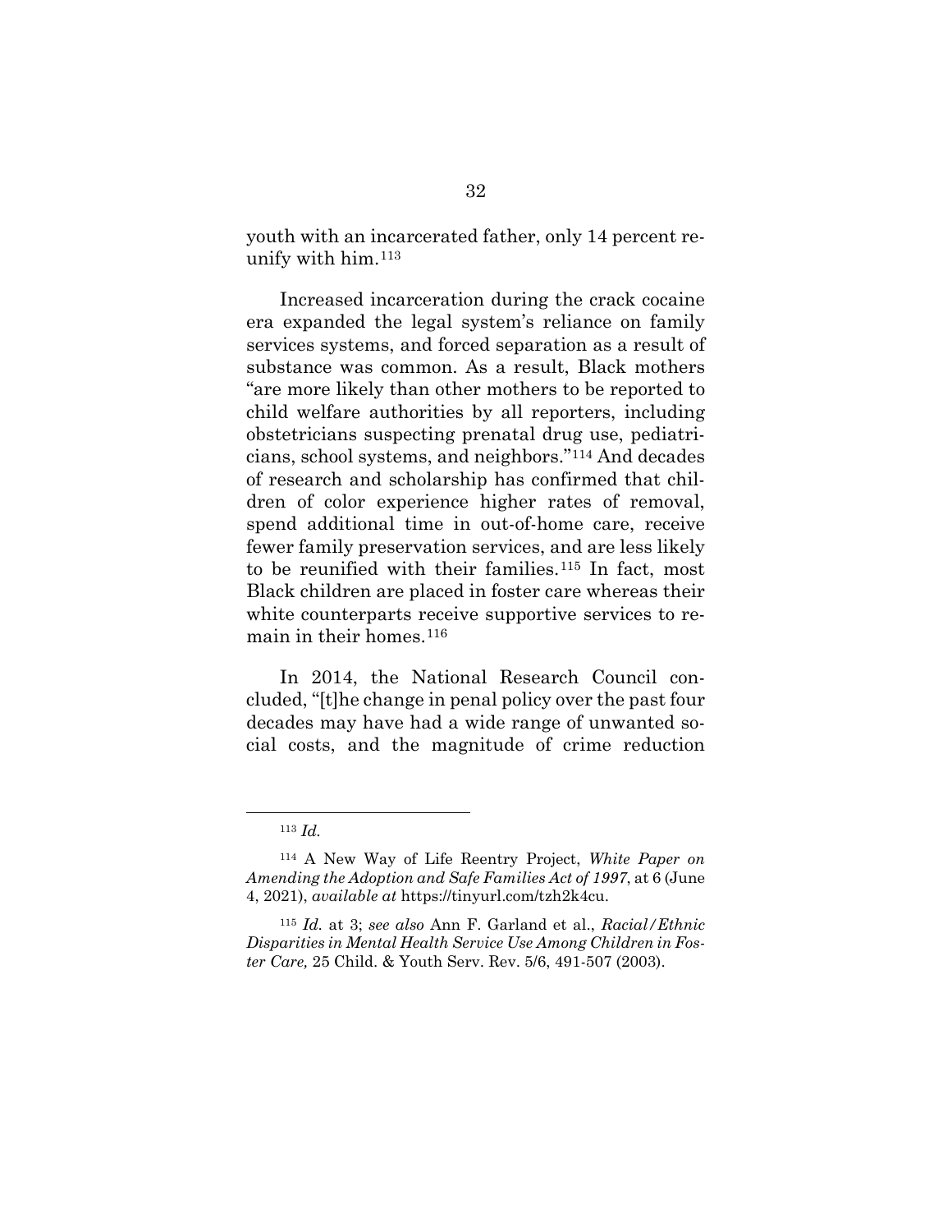youth with an incarcerated father, only 14 percent reunify with him.[113]

Increased incarceration during the crack cocaine era expanded the legal system's reliance on family services systems, and forced separation as a result of substance was common. As a result, Black mothers "are more likely than other mothers to be reported to child welfare authorities by all reporters, including obstetricians suspecting prenatal drug use, pediatricians, school systems, and neighbors."[114] And decades of research and scholarship has confirmed that children of color experience higher rates of removal, spend additional time in out-of-home care, receive fewer family preservation services, and are less likely to be reunified with their families.[115] In fact, most Black children are placed in foster care whereas their white counterparts receive supportive services to remain in their homes.[116]

In 2014, the National Research Council concluded, "[t]he change in penal policy over the past four decades may have had a wide range of unwanted social costs, and the magnitude of crime reduction

---

[113] *Id.*

[114] A New Way of Life Reentry Project, *White Paper on Amending the Adoption and Safe Families Act of 1997*, at 6 (June 4, 2021), *available at* https://tinyurl.com/tzh2k4cu.

[115] *Id.* at 3; *see also* Ann F. Garland et al., *Racial/Ethnic Disparities in Mental Health Service Use Among Children in Foster Care,* 25 Child. & Youth Serv. Rev. 5/6, 491-507 (2003).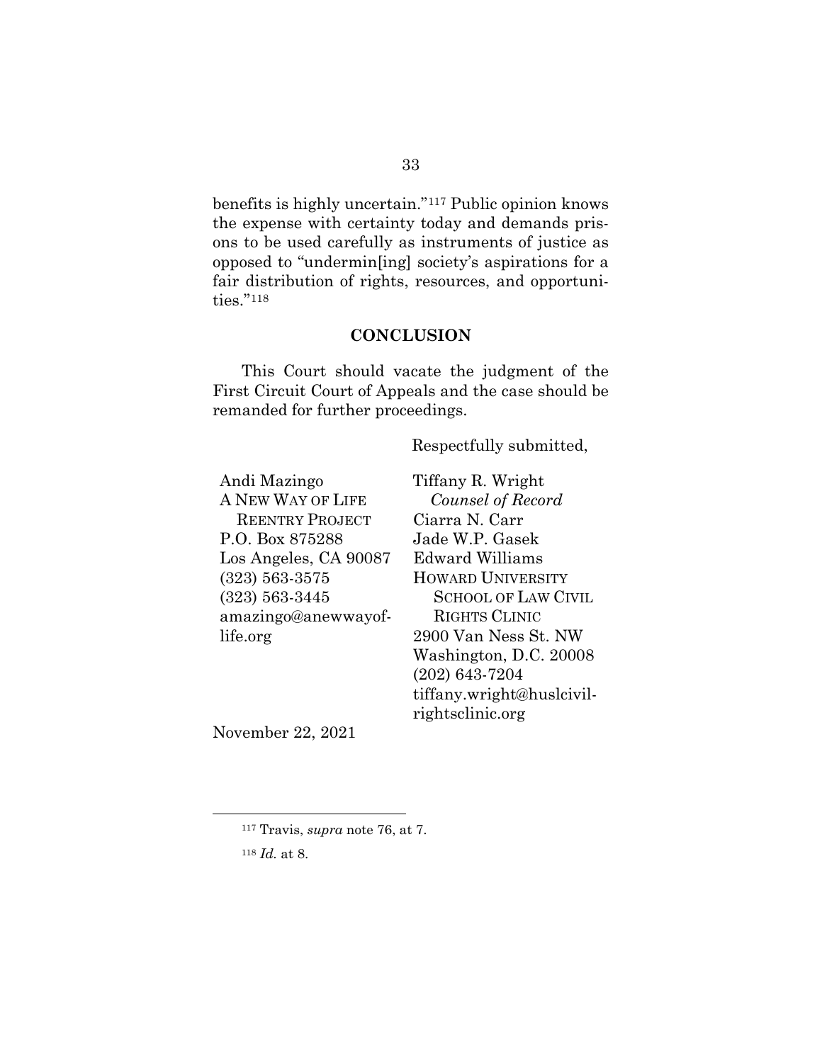benefits is highly uncertain."[117] Public opinion knows the expense with certainty today and demands prisons to be used carefully as instruments of justice as opposed to "undermin[ing] society's aspirations for a fair distribution of rights, resources, and opportunities."[118]

## CONCLUSION

This Court should vacate the judgment of the First Circuit Court of Appeals and the case should be remanded for further proceedings.

Respectfully submitted,

Andi Mazingo
A NEW WAY OF LIFE REENTRY PROJECT
P.O. Box 875288
Los Angeles, CA 90087
(323) 563-3575
(323) 563-3445
amazingo@anewwayoflife.org

Tiffany R. Wright
*Counsel of Record*
Ciarra N. Carr
Jade W.P. Gasek
Edward Williams
HOWARD UNIVERSITY SCHOOL OF LAW CIVIL RIGHTS CLINIC
2900 Van Ness St. NW
Washington, D.C. 20008
(202) 643-7204
tiffany.wright@huslcivilrightsclinic.org

November 22, 2021

---

[117] Travis, *supra* note 76, at 7.

[118] *Id.* at 8.